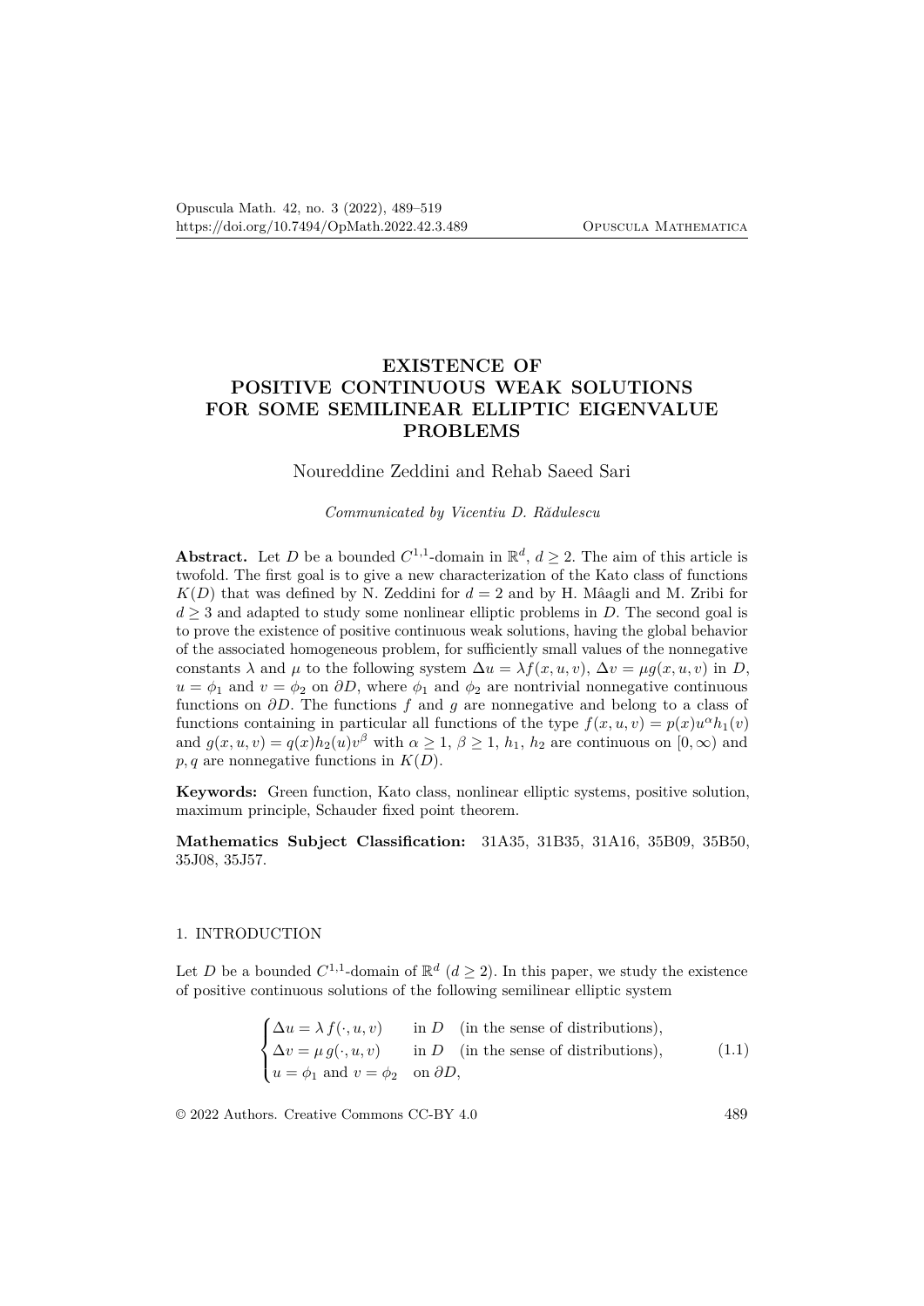# EXISTENCE OF POSITIVE CONTINUOUS WEAK SOLUTIONS FOR SOME SEMILINEAR ELLIPTIC EIGENVALUE PROBLEMS

Noureddine Zeddini and Rehab Saeed Sari

*Communicated by Vicentiu D. Rădulescu*

**Abstract.** Let $D$ be a bounded $C^{1,1}$-domain in $\mathbb{R}^d$, $d \geq 2$. The aim of this article is twofold. The first goal is to give a new characterization of the Kato class of functions $K(D)$ that was defined by N. Zeddini for $d = 2$ and by H. Mâagli and M. Zribi for $d \geq 3$ and adapted to study some nonlinear elliptic problems in $D$. The second goal is to prove the existence of positive continuous weak solutions, having the global behavior of the associated homogeneous problem, for sufficiently small values of the nonnegative constants $\lambda$ and $\mu$ to the following system $\Delta u = \lambda f(x, u, v)$, $\Delta v = \mu g(x, u, v)$ in $D$, $u = \phi_1$ and $v = \phi_2$ on $\partial D$, where $\phi_1$ and $\phi_2$ are nontrivial nonnegative continuous functions on $\partial D$. The functions $f$ and $g$ are nonnegative and belong to a class of functions containing in particular all functions of the type $f(x, u, v) = p(x)u^\alpha h_1(v)$ and $g(x, u, v) = q(x)h_2(u)v^\beta$ with $\alpha \geq 1$, $\beta \geq 1$, $h_1$, $h_2$ are continuous on $[0, \infty)$ and $p, q$ are nonnegative functions in $K(D)$.

**Keywords:** Green function, Kato class, nonlinear elliptic systems, positive solution, maximum principle, Schauder fixed point theorem.

**Mathematics Subject Classification:** 31A35, 31B35, 31A16, 35B09, 35B50, 35J08, 35J57.

## 1. INTRODUCTION

Let $D$ be a bounded $C^{1,1}$-domain of $\mathbb{R}^d$ ($d \geq 2$). In this paper, we study the existence of positive continuous solutions of the following semilinear elliptic system

$$\begin{cases} \Delta u = \lambda\, f(\cdot, u, v) & \text{in } D \quad \text{(in the sense of distributions)}, \\ \Delta v = \mu\, g(\cdot, u, v) & \text{in } D \quad \text{(in the sense of distributions)}, \\ u = \phi_1 \text{ and } v = \phi_2 & \text{on } \partial D, \end{cases} \tag{1.1}$$

© 2022 Authors. Creative Commons CC-BY 4.0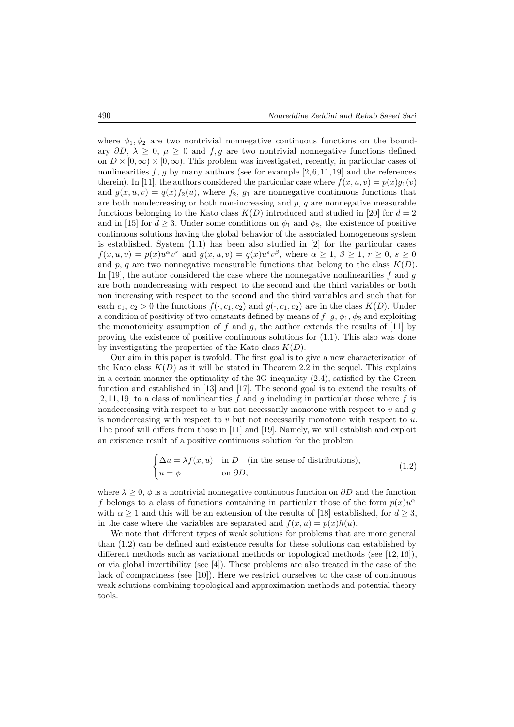where $\phi_1, \phi_2$ are two nontrivial nonnegative continuous functions on the boundary $\partial D$, $\lambda \geq 0$, $\mu \geq 0$ and $f, g$ are two nontrivial nonnegative functions defined on $D \times [0, \infty) \times [0, \infty)$. This problem was investigated, recently, in particular cases of nonlinearities $f$, $g$ by many authors (see for example [2, 6, 11, 19] and the references therein). In [11], the authors considered the particular case where $f(x, u, v) = p(x)g_1(v)$ and $g(x, u, v) = q(x)f_2(u)$, where $f_2$, $g_1$ are nonnegative continuous functions that are both nondecreasing or both non-increasing and $p$, $q$ are nonnegative measurable functions belonging to the Kato class $K(D)$ introduced and studied in [20] for $d = 2$ and in [15] for $d \geq 3$. Under some conditions on $\phi_1$ and $\phi_2$, the existence of positive continuous solutions having the global behavior of the associated homogeneous system is established. System (1.1) has been also studied in [2] for the particular cases $f(x, u, v) = p(x)u^\alpha v^r$ and $g(x, u, v) = q(x)u^s v^\beta$, where $\alpha \geq 1$, $\beta \geq 1$, $r \geq 0$, $s \geq 0$ and $p$, $q$ are two nonnegative measurable functions that belong to the class $K(D)$. In [19], the author considered the case where the nonnegative nonlinearities $f$ and $g$ are both nondecreasing with respect to the second and the third variables or both non increasing with respect to the second and the third variables and such that for each $c_1$, $c_2 > 0$ the functions $f(\cdot, c_1, c_2)$ and $g(\cdot, c_1, c_2)$ are in the class $K(D)$. Under a condition of positivity of two constants defined by means of $f$, $g$, $\phi_1$, $\phi_2$ and exploiting the monotonicity assumption of $f$ and $g$, the author extends the results of [11] by proving the existence of positive continuous solutions for (1.1). This also was done by investigating the properties of the Kato class $K(D)$.

Our aim in this paper is twofold. The first goal is to give a new characterization of the Kato class $K(D)$ as it will be stated in Theorem 2.2 in the sequel. This explains in a certain manner the optimality of the 3G-inequality (2.4), satisfied by the Green function and established in [13] and [17]. The second goal is to extend the results of [2, 11, 19] to a class of nonlinearities $f$ and $g$ including in particular those where $f$ is nondecreasing with respect to $u$ but not necessarily monotone with respect to $v$ and $g$ is nondecreasing with respect to $v$ but not necessarily monotone with respect to $u$. The proof will differs from those in [11] and [19]. Namely, we will establish and exploit an existence result of a positive continuous solution for the problem

$$\begin{cases} \Delta u = \lambda f(x, u) & \text{in } D \quad \text{(in the sense of distributions)}, \\ u = \phi & \text{on } \partial D, \end{cases} \tag{1.2}$$

where $\lambda \geq 0$, $\phi$ is a nontrivial nonnegative continuous function on $\partial D$ and the function $f$ belongs to a class of functions containing in particular those of the form $p(x)u^\alpha$ with $\alpha \geq 1$ and this will be an extension of the results of [18] established, for $d \geq 3$, in the case where the variables are separated and $f(x, u) = p(x)h(u)$.

We note that different types of weak solutions for problems that are more general than (1.2) can be defined and existence results for these solutions can established by different methods such as variational methods or topological methods (see [12, 16]), or via global invertibility (see [4]). These problems are also treated in the case of the lack of compactness (see [10]). Here we restrict ourselves to the case of continuous weak solutions combining topological and approximation methods and potential theory tools.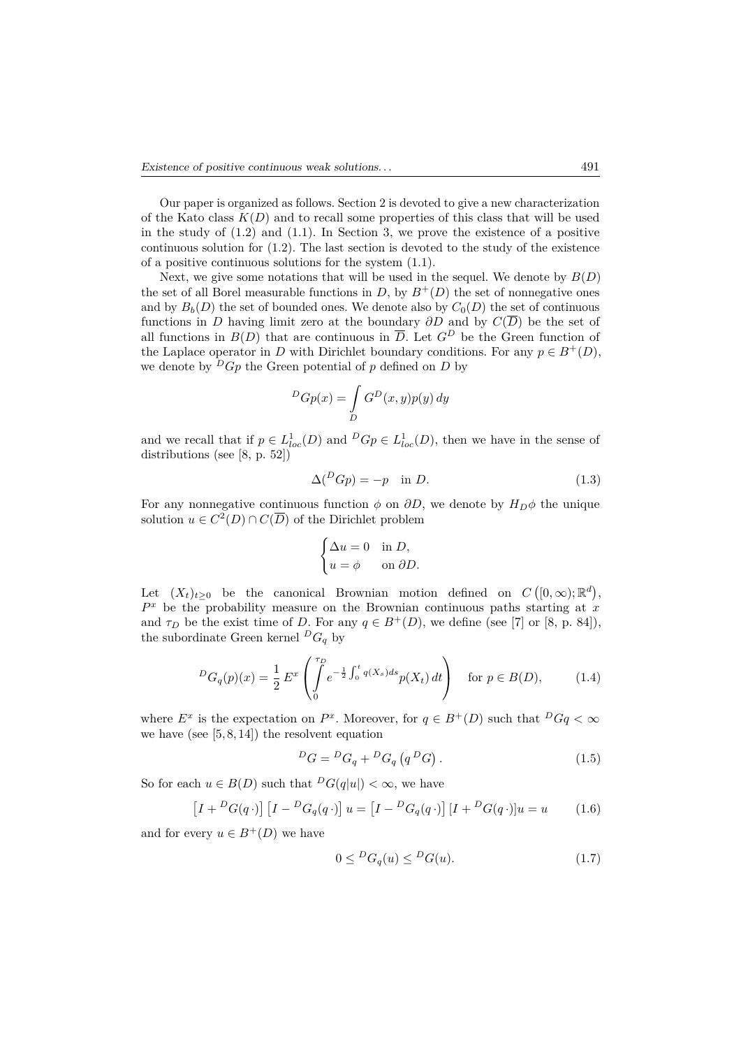Our paper is organized as follows. Section 2 is devoted to give a new characterization of the Kato class $K(D)$ and to recall some properties of this class that will be used in the study of (1.2) and (1.1). In Section 3, we prove the existence of a positive continuous solution for (1.2). The last section is devoted to the study of the existence of a positive continuous solutions for the system (1.1).

Next, we give some notations that will be used in the sequel. We denote by $B(D)$ the set of all Borel measurable functions in $D$, by $B^+(D)$ the set of nonnegative ones and by $B_b(D)$ the set of bounded ones. We denote also by $C_0(D)$ the set of continuous functions in $D$ having limit zero at the boundary $\partial D$ and by $C(\overline{D})$ be the set of all functions in $B(D)$ that are continuous in $\overline{D}$. Let $G^D$ be the Green function of the Laplace operator in $D$ with Dirichlet boundary conditions. For any $p \in B^+(D)$, we denote by ${}^D Gp$ the Green potential of $p$ defined on $D$ by

$$
{}^D Gp(x) = \int\limits_D G^D(x,y)p(y)\,dy
$$

and we recall that if $p \in L^1_{loc}(D)$ and ${}^D Gp \in L^1_{loc}(D)$, then we have in the sense of distributions (see [8, p. 52])

$$
\Delta({}^D Gp) = -p \quad \text{in } D. \tag{1.3}
$$

For any nonnegative continuous function $\phi$ on $\partial D$, we denote by $H_D\phi$ the unique solution $u \in C^2(D) \cap C(\overline{D})$ of the Dirichlet problem

$$
\begin{cases} \Delta u = 0 & \text{in } D, \\ u = \phi & \text{on } \partial D. \end{cases}
$$

Let $(X_t)_{t \geq 0}$ be the canonical Brownian motion defined on $C\left([0,\infty);\mathbb{R}^d\right)$, $P^x$ be the probability measure on the Brownian continuous paths starting at $x$ and $\tau_D$ be the exist time of $D$. For any $q \in B^+(D)$, we define (see [7] or [8, p. 84]), the subordinate Green kernel ${}^D G_q$ by

$$
{}^D G_q(p)(x) = \frac{1}{2}\, E^x\left(\int\limits_0^{\tau_D} e^{-\frac{1}{2}\int_0^t q(X_s)ds} p(X_t)\,dt\right) \quad \text{for } p \in B(D), \tag{1.4}
$$

where $E^x$ is the expectation on $P^x$. Moreover, for $q \in B^+(D)$ such that ${}^D Gq < \infty$ we have (see [5, 8, 14]) the resolvent equation

$$
{}^D G = {}^D G_q + {}^D G_q\left(q\,{}^D G\right). \tag{1.5}
$$

So for each $u \in B(D)$ such that ${}^D G(q|u|) < \infty$, we have

$$
\left[I + {}^D G(q\,\cdot)\right]\left[I - {}^D G_q(q\,\cdot)\right]u = \left[I - {}^D G_q(q\,\cdot)\right][I + {}^D G(q\,\cdot)]u = u \tag{1.6}
$$

and for every $u \in B^+(D)$ we have

$$
0 \leq {}^D G_q(u) \leq {}^D G(u). \tag{1.7}
$$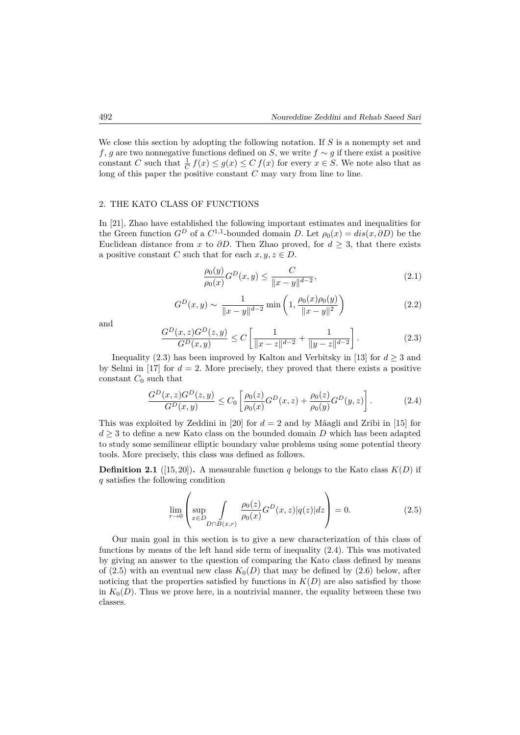We close this section by adopting the following notation. If $S$ is a nonempty set and $f$, $g$ are two nonnegative functions defined on $S$, we write $f \sim g$ if there exist a positive constant $C$ such that $\frac{1}{C} f(x) \leq g(x) \leq C f(x)$ for every $x \in S$. We note also that as long of this paper the positive constant $C$ may vary from line to line.

## 2. THE KATO CLASS OF FUNCTIONS

In [21], Zhao have established the following important estimates and inequalities for the Green function $G^D$ of a $C^{1,1}$-bounded domain $D$. Let $\rho_0(x) = dis(x, \partial D)$ be the Euclidean distance from $x$ to $\partial D$. Then Zhao proved, for $d \geq 3$, that there exists a positive constant $C$ such that for each $x, y, z \in D$.

$$\frac{\rho_0(y)}{\rho_0(x)} G^D(x,y) \leq \frac{C}{\|x-y\|^{d-2}}, \tag{2.1}$$

$$G^D(x,y) \sim \frac{1}{\|x-y\|^{d-2}} \min\left(1, \frac{\rho_0(x)\rho_0(y)}{\|x-y\|^2}\right) \tag{2.2}$$

and

$$\frac{G^D(x,z)G^D(z,y)}{G^D(x,y)} \leq C\left[\frac{1}{\|x-z\|^{d-2}} + \frac{1}{\|y-z\|^{d-2}}\right]. \tag{2.3}$$

Inequality (2.3) has been improved by Kalton and Verbitsky in [13] for $d \geq 3$ and by Selmi in [17] for $d = 2$. More precisely, they proved that there exists a positive constant $C_0$ such that

$$\frac{G^D(x,z)G^D(z,y)}{G^D(x,y)} \leq C_0\left[\frac{\rho_0(z)}{\rho_0(x)} G^D(x,z) + \frac{\rho_0(z)}{\rho_0(y)} G^D(y,z)\right]. \tag{2.4}$$

This was exploited by Zeddini in [20] for $d = 2$ and by Mâagli and Zribi in [15] for $d \geq 3$ to define a new Kato class on the bounded domain $D$ which has been adapted to study some semilinear elliptic boundary value problems using some potential theory tools. More precisely, this class was defined as follows.

**Definition 2.1** ([15, 20]). A measurable function $q$ belongs to the Kato class $K(D)$ if $q$ satisfies the following condition

$$\lim_{r \to 0}\left(\sup_{x \in D} \int\limits_{D \cap B(x,r)} \frac{\rho_0(z)}{\rho_0(x)} G^D(x,z)|q(z)|dz\right) = 0. \tag{2.5}$$

Our main goal in this section is to give a new characterization of this class of functions by means of the left hand side term of inequality (2.4). This was motivated by giving an answer to the question of comparing the Kato class defined by means of (2.5) with an eventual new class $K_0(D)$ that may be defined by (2.6) below, after noticing that the properties satisfied by functions in $K(D)$ are also satisfied by those in $K_0(D)$. Thus we prove here, in a nontrivial manner, the equality between these two classes.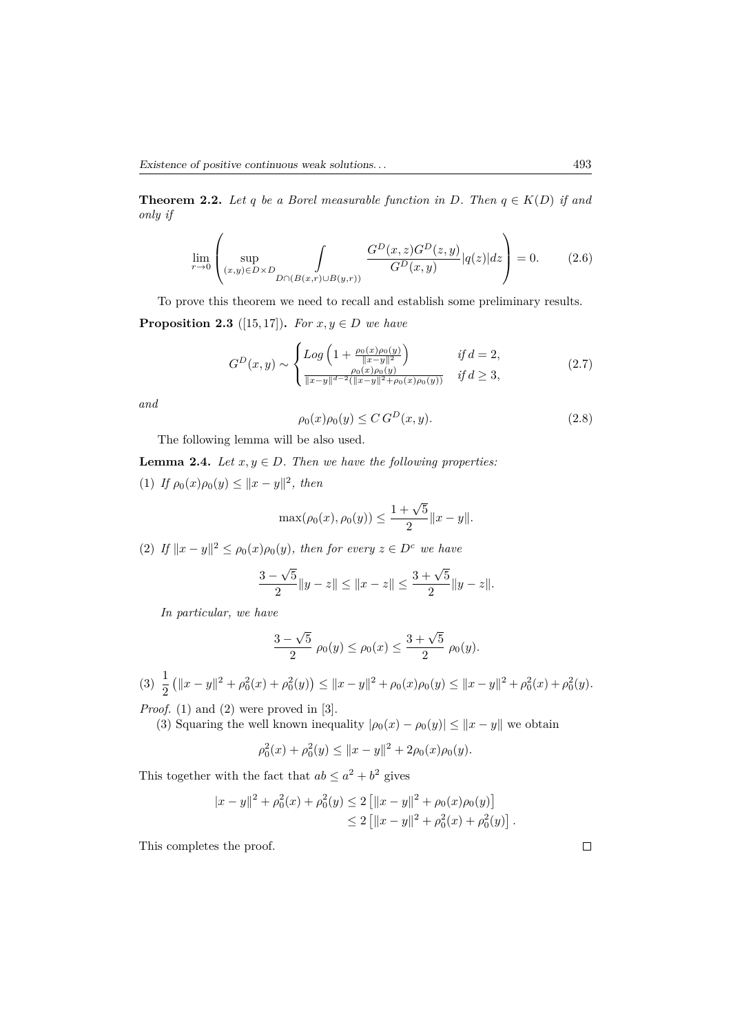**Theorem 2.2.** *Let $q$ be a Borel measurable function in $D$. Then $q \in K(D)$ if and only if*

$$\lim_{r\to 0}\left(\sup_{(x,y)\in D\times D}\int_{D\cap(B(x,r)\cup B(y,r))}\frac{G^D(x,z)G^D(z,y)}{G^D(x,y)}|q(z)|dz\right)=0. \tag{2.6}$$

To prove this theorem we need to recall and establish some preliminary results.

**Proposition 2.3** ([15, 17])**.** *For $x, y \in D$ we have*

$$G^D(x,y)\sim\begin{cases} Log\left(1+\frac{\rho_0(x)\rho_0(y)}{\|x-y\|^2}\right) & \text{if } d=2,\\ \frac{\rho_0(x)\rho_0(y)}{\|x-y\|^{d-2}(\|x-y\|^2+\rho_0(x)\rho_0(y))} & \text{if } d\geq 3,\end{cases} \tag{2.7}$$

*and*

$$\rho_0(x)\rho_0(y)\leq C\, G^D(x,y). \tag{2.8}$$

The following lemma will be also used.

**Lemma 2.4.** *Let $x, y \in D$. Then we have the following properties:*

(1) *If $\rho_0(x)\rho_0(y)\leq\|x-y\|^2$, then*

$$\max(\rho_0(x),\rho_0(y))\leq\frac{1+\sqrt{5}}{2}\|x-y\|.$$

(2) *If $\|x-y\|^2\leq\rho_0(x)\rho_0(y)$, then for every $z\in D^c$ we have*

$$\frac{3-\sqrt{5}}{2}\|y-z\|\leq\|x-z\|\leq\frac{3+\sqrt{5}}{2}\|y-z\|.$$

*In particular, we have*

$$\frac{3-\sqrt{5}}{2}\ \rho_0(y)\leq\rho_0(x)\leq\frac{3+\sqrt{5}}{2}\ \rho_0(y).$$

(3) $\frac{1}{2}\left(\|x-y\|^2+\rho_0^2(x)+\rho_0^2(y)\right)\leq\|x-y\|^2+\rho_0(x)\rho_0(y)\leq\|x-y\|^2+\rho_0^2(x)+\rho_0^2(y).$

*Proof.* (1) and (2) were proved in [3].

(3) Squaring the well known inequality $|\rho_0(x)-\rho_0(y)|\leq\|x-y\|$ we obtain

$$\rho_0^2(x)+\rho_0^2(y)\leq\|x-y\|^2+2\rho_0(x)\rho_0(y).$$

This together with the fact that $ab\leq a^2+b^2$ gives

$$\begin{aligned}|x-y\|^2+\rho_0^2(x)+\rho_0^2(y)&\leq 2\left[\|x-y\|^2+\rho_0(x)\rho_0(y)\right]\\&\leq 2\left[\|x-y\|^2+\rho_0^2(x)+\rho_0^2(y)\right].\end{aligned}$$

This completes the proof. □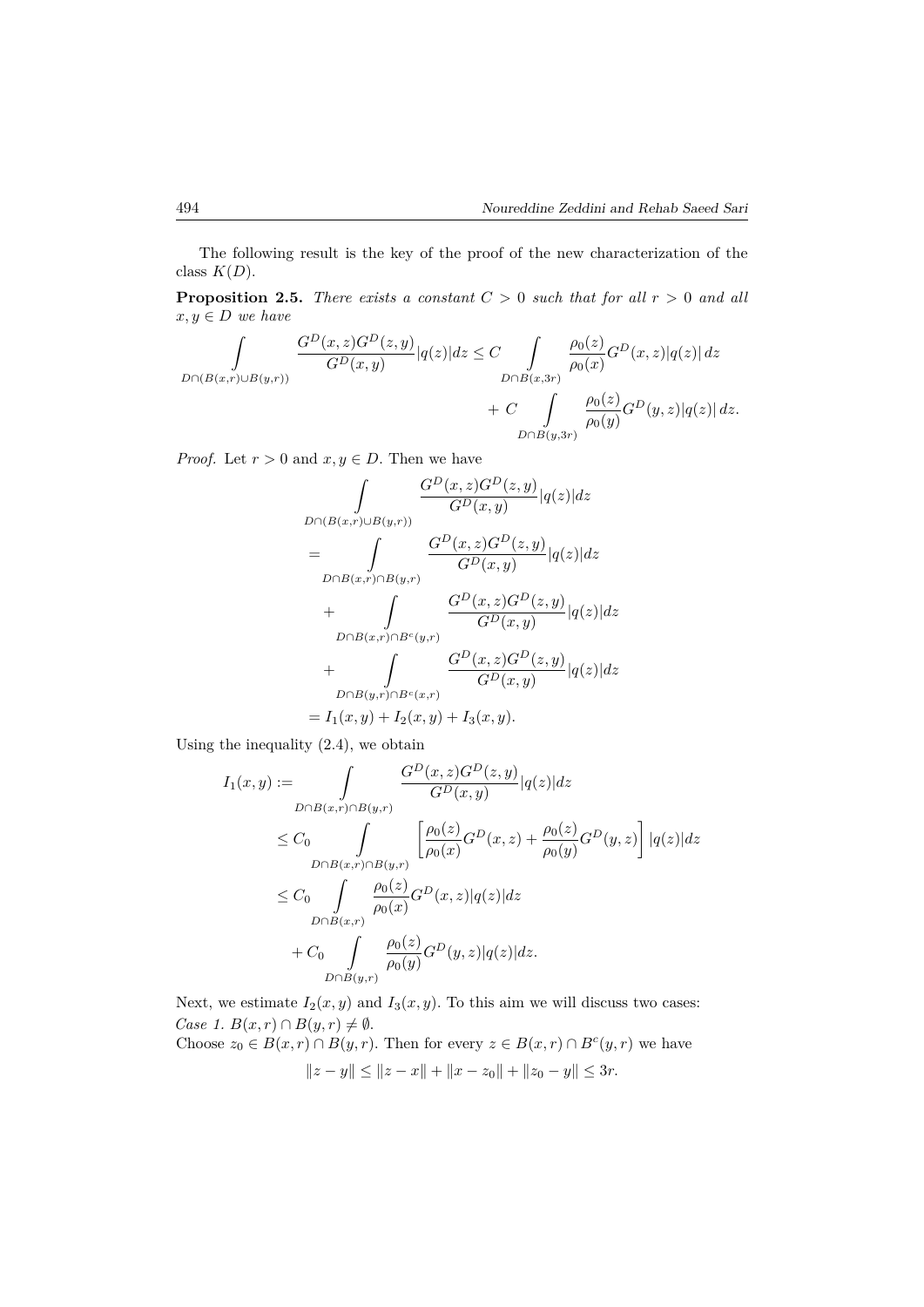The following result is the key of the proof of the new characterization of the class $K(D)$.

**Proposition 2.5.** *There exists a constant $C > 0$ such that for all $r > 0$ and all $x, y \in D$ we have*

$$\int_{D\cap(B(x,r)\cup B(y,r))} \frac{G^D(x,z)G^D(z,y)}{G^D(x,y)}|q(z)|dz \leq C \int_{D\cap B(x,3r)} \frac{\rho_0(z)}{\rho_0(x)} G^D(x,z)|q(z)|\,dz + C \int_{D\cap B(y,3r)} \frac{\rho_0(z)}{\rho_0(y)} G^D(y,z)|q(z)|\,dz.$$

*Proof.* Let $r > 0$ and $x, y \in D$. Then we have

$$\begin{aligned}
&\int_{D\cap(B(x,r)\cup B(y,r))} \frac{G^D(x,z)G^D(z,y)}{G^D(x,y)}|q(z)|dz \\
&= \int_{D\cap B(x,r)\cap B(y,r)} \frac{G^D(x,z)G^D(z,y)}{G^D(x,y)}|q(z)|dz \\
&\quad + \int_{D\cap B(x,r)\cap B^c(y,r)} \frac{G^D(x,z)G^D(z,y)}{G^D(x,y)}|q(z)|dz \\
&\quad + \int_{D\cap B(y,r)\cap B^c(x,r)} \frac{G^D(x,z)G^D(z,y)}{G^D(x,y)}|q(z)|dz \\
&= I_1(x,y) + I_2(x,y) + I_3(x,y).
\end{aligned}$$

Using the inequality (2.4), we obtain

$$\begin{aligned}
I_1(x,y) &:= \int_{D\cap B(x,r)\cap B(y,r)} \frac{G^D(x,z)G^D(z,y)}{G^D(x,y)}|q(z)|dz \\
&\leq C_0 \int_{D\cap B(x,r)\cap B(y,r)} \left[\frac{\rho_0(z)}{\rho_0(x)} G^D(x,z) + \frac{\rho_0(z)}{\rho_0(y)} G^D(y,z)\right]|q(z)|dz \\
&\leq C_0 \int_{D\cap B(x,r)} \frac{\rho_0(z)}{\rho_0(x)} G^D(x,z)|q(z)|dz \\
&\quad + C_0 \int_{D\cap B(y,r)} \frac{\rho_0(z)}{\rho_0(y)} G^D(y,z)|q(z)|dz.
\end{aligned}$$

Next, we estimate $I_2(x,y)$ and $I_3(x,y)$. To this aim we will discuss two cases:
*Case 1.* $B(x,r) \cap B(y,r) \neq \emptyset$.
Choose $z_0 \in B(x,r) \cap B(y,r)$. Then for every $z \in B(x,r) \cap B^c(y,r)$ we have

$$\|z - y\| \leq \|z - x\| + \|x - z_0\| + \|z_0 - y\| \leq 3r.$$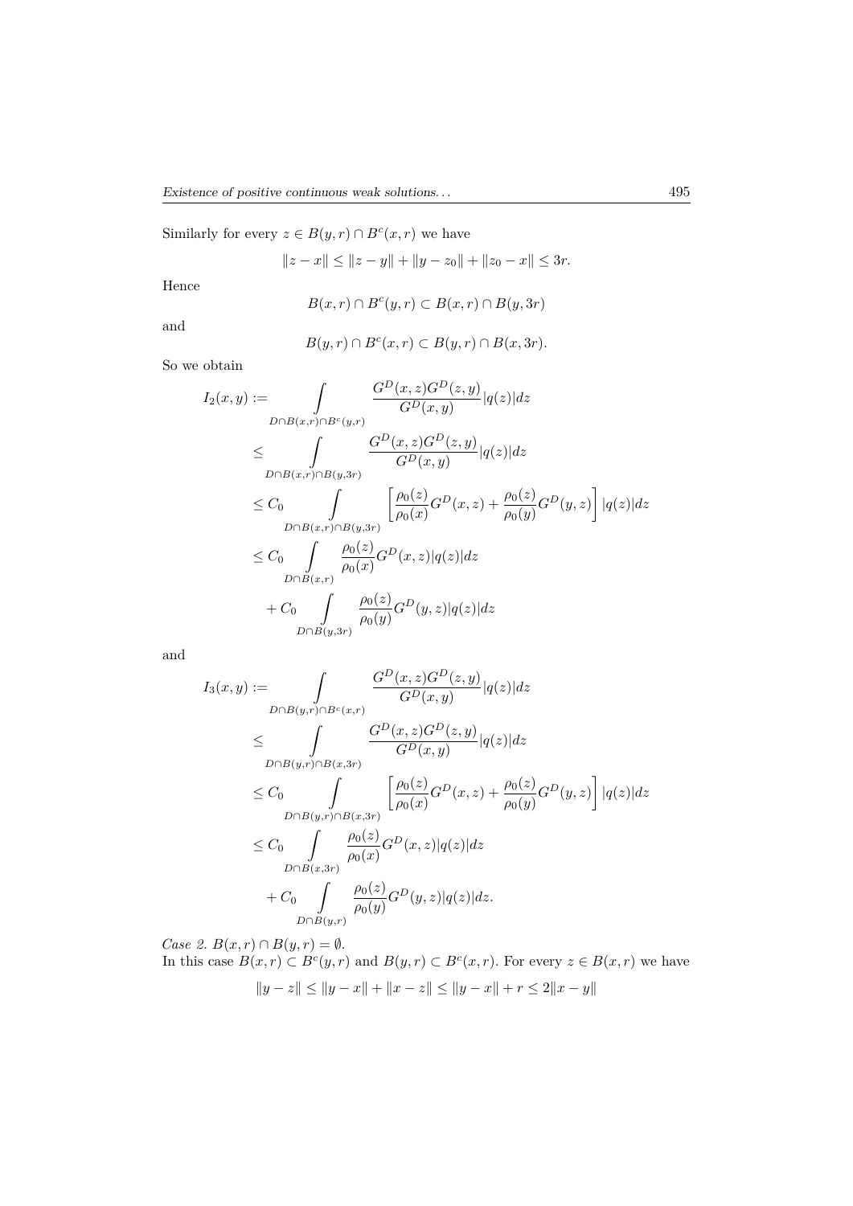Similarly for every $z \in B(y,r) \cap B^c(x,r)$ we have

$$\|z - x\| \leq \|z - y\| + \|y - z_0\| + \|z_0 - x\| \leq 3r.$$

Hence

$$B(x,r) \cap B^c(y,r) \subset B(x,r) \cap B(y,3r)$$

and

$$B(y,r) \cap B^c(x,r) \subset B(y,r) \cap B(x,3r).$$

So we obtain

$$\begin{aligned}
I_2(x,y) :=& \int\limits_{D \cap B(x,r) \cap B^c(y,r)} \frac{G^D(x,z) G^D(z,y)}{G^D(x,y)} |q(z)| dz \\
\leq& \int\limits_{D \cap B(x,r) \cap B(y,3r)} \frac{G^D(x,z) G^D(z,y)}{G^D(x,y)} |q(z)| dz \\
\leq& C_0 \int\limits_{D \cap B(x,r) \cap B(y,3r)} \left[ \frac{\rho_0(z)}{\rho_0(x)} G^D(x,z) + \frac{\rho_0(z)}{\rho_0(y)} G^D(y,z) \right] |q(z)| dz \\
\leq& C_0 \int\limits_{D \cap B(x,r)} \frac{\rho_0(z)}{\rho_0(x)} G^D(x,z) |q(z)| dz \\
&+ C_0 \int\limits_{D \cap B(y,3r)} \frac{\rho_0(z)}{\rho_0(y)} G^D(y,z) |q(z)| dz
\end{aligned}$$

and

$$\begin{aligned}
I_3(x,y) :=& \int\limits_{D \cap B(y,r) \cap B^c(x,r)} \frac{G^D(x,z) G^D(z,y)}{G^D(x,y)} |q(z)| dz \\
\leq& \int\limits_{D \cap B(y,r) \cap B(x,3r)} \frac{G^D(x,z) G^D(z,y)}{G^D(x,y)} |q(z)| dz \\
\leq& C_0 \int\limits_{D \cap B(y,r) \cap B(x,3r)} \left[ \frac{\rho_0(z)}{\rho_0(x)} G^D(x,z) + \frac{\rho_0(z)}{\rho_0(y)} G^D(y,z) \right] |q(z)| dz \\
\leq& C_0 \int\limits_{D \cap B(x,3r)} \frac{\rho_0(z)}{\rho_0(x)} G^D(x,z) |q(z)| dz \\
&+ C_0 \int\limits_{D \cap B(y,r)} \frac{\rho_0(z)}{\rho_0(y)} G^D(y,z) |q(z)| dz.
\end{aligned}$$

*Case 2.* $B(x,r) \cap B(y,r) = \emptyset$.
In this case $B(x,r) \subset B^c(y,r)$ and $B(y,r) \subset B^c(x,r)$. For every $z \in B(x,r)$ we have

$$\|y - z\| \leq \|y - x\| + \|x - z\| \leq \|y - x\| + r \leq 2\|x - y\|$$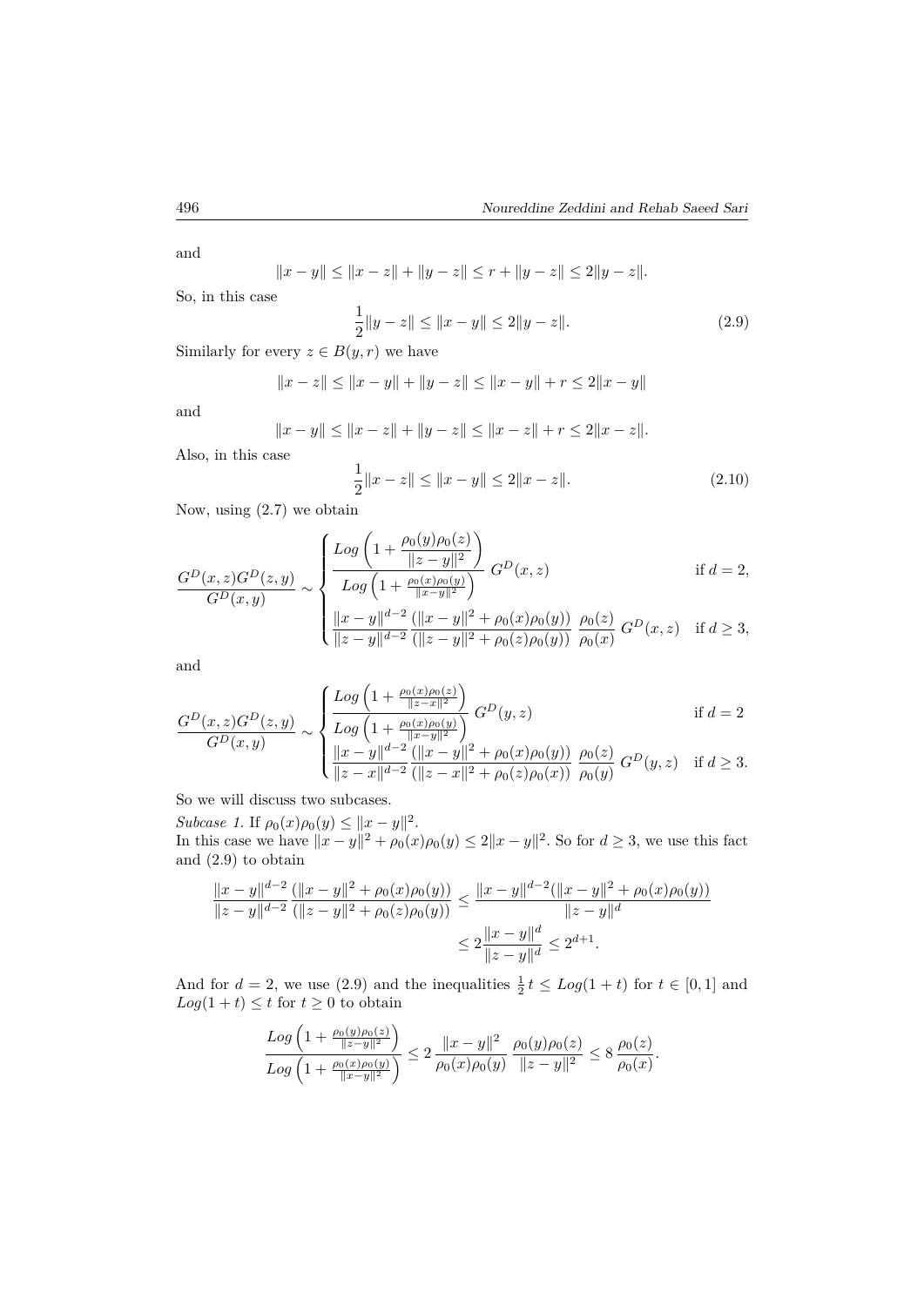and

$$\|x-y\| \leq \|x-z\| + \|y-z\| \leq r + \|y-z\| \leq 2\|y-z\|.$$

So, in this case

$$\frac{1}{2}\|y-z\| \leq \|x-y\| \leq 2\|y-z\|. \tag{2.9}$$

Similarly for every $z \in B(y,r)$ we have

$$\|x-z\| \leq \|x-y\| + \|y-z\| \leq \|x-y\| + r \leq 2\|x-y\|$$

and

$$\|x-y\| \leq \|x-z\| + \|y-z\| \leq \|x-z\| + r \leq 2\|x-z\|.$$

Also, in this case

$$\frac{1}{2}\|x-z\| \leq \|x-y\| \leq 2\|x-z\|. \tag{2.10}$$

Now, using (2.7) we obtain

$$\frac{G^D(x,z)G^D(z,y)}{G^D(x,y)} \sim \begin{cases} \dfrac{Log\left(1+\dfrac{\rho_0(y)\rho_0(z)}{\|z-y\|^2}\right)}{Log\left(1+\frac{\rho_0(x)\rho_0(y)}{\|x-y\|^2}\right)}\ G^D(x,z) & \text{if } d=2, \\ \dfrac{\|x-y\|^{d-2}}{\|z-y\|^{d-2}} \dfrac{(\|x-y\|^2+\rho_0(x)\rho_0(y))}{(\|z-y\|^2+\rho_0(z)\rho_0(y))}\ \dfrac{\rho_0(z)}{\rho_0(x)}\ G^D(x,z) & \text{if } d\geq 3, \end{cases}$$

and

$$\frac{G^D(x,z)G^D(z,y)}{G^D(x,y)} \sim \begin{cases} \dfrac{Log\left(1+\frac{\rho_0(x)\rho_0(z)}{\|z-x\|^2}\right)}{Log\left(1+\frac{\rho_0(x)\rho_0(y)}{\|x-y\|^2}\right)}\ G^D(y,z) & \text{if } d=2 \\ \dfrac{\|x-y\|^{d-2}}{\|z-x\|^{d-2}} \dfrac{(\|x-y\|^2+\rho_0(x)\rho_0(y))}{(\|z-x\|^2+\rho_0(z)\rho_0(x))}\ \dfrac{\rho_0(z)}{\rho_0(y)}\ G^D(y,z) & \text{if } d\geq 3. \end{cases}$$

So we will discuss two subcases.

*Subcase 1.* If $\rho_0(x)\rho_0(y) \leq \|x-y\|^2$.

In this case we have $\|x-y\|^2 + \rho_0(x)\rho_0(y) \leq 2\|x-y\|^2$. So for $d \geq 3$, we use this fact and (2.9) to obtain

$$\begin{aligned}\frac{\|x-y\|^{d-2}}{\|z-y\|^{d-2}} \frac{(\|x-y\|^2+\rho_0(x)\rho_0(y))}{(\|z-y\|^2+\rho_0(z)\rho_0(y))} &\leq \frac{\|x-y\|^{d-2}(\|x-y\|^2+\rho_0(x)\rho_0(y))}{\|z-y\|^d} \\ &\leq 2\frac{\|x-y\|^d}{\|z-y\|^d} \leq 2^{d+1}.\end{aligned}$$

And for $d=2$, we use (2.9) and the inequalities $\frac{1}{2}t \leq Log(1+t)$ for $t \in [0,1]$ and $Log(1+t) \leq t$ for $t \geq 0$ to obtain

$$\frac{Log\left(1+\frac{\rho_0(y)\rho_0(z)}{\|z-y\|^2}\right)}{Log\left(1+\frac{\rho_0(x)\rho_0(y)}{\|x-y\|^2}\right)} \leq 2\,\frac{\|x-y\|^2}{\rho_0(x)\rho_0(y)}\,\frac{\rho_0(y)\rho_0(z)}{\|z-y\|^2} \leq 8\,\frac{\rho_0(z)}{\rho_0(x)}.$$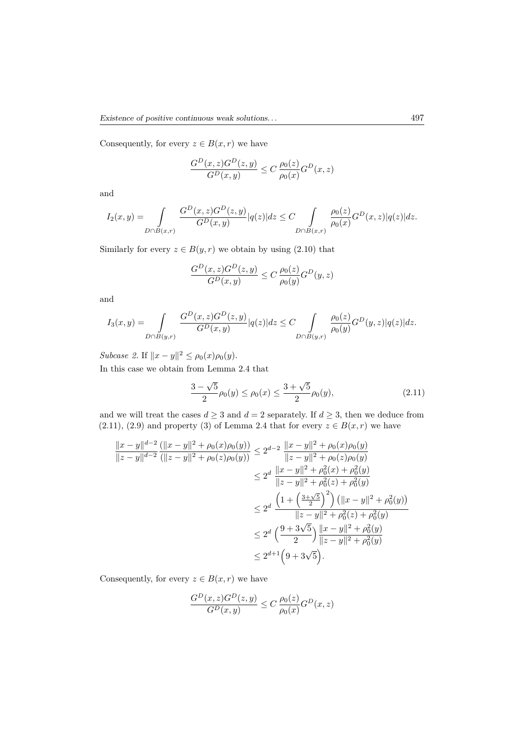Consequently, for every $z \in B(x,r)$ we have

$$\frac{G^D(x,z)G^D(z,y)}{G^D(x,y)} \le C\,\frac{\rho_0(z)}{\rho_0(x)} G^D(x,z)$$

and

$$I_2(x,y) = \int\limits_{D\cap B(x,r)} \frac{G^D(x,z)G^D(z,y)}{G^D(x,y)}|q(z)|dz \le C \int\limits_{D\cap B(x,r)} \frac{\rho_0(z)}{\rho_0(x)} G^D(x,z)|q(z)|dz.$$

Similarly for every $z \in B(y,r)$ we obtain by using (2.10) that

$$\frac{G^D(x,z)G^D(z,y)}{G^D(x,y)} \le C\,\frac{\rho_0(z)}{\rho_0(y)} G^D(y,z)$$

and

$$I_3(x,y) = \int\limits_{D\cap B(y,r)} \frac{G^D(x,z)G^D(z,y)}{G^D(x,y)}|q(z)|dz \le C \int\limits_{D\cap B(y,r)} \frac{\rho_0(z)}{\rho_0(y)} G^D(y,z)|q(z)|dz.$$

*Subcase 2.* If $\|x-y\|^2 \le \rho_0(x)\rho_0(y)$.

In this case we obtain from Lemma 2.4 that

$$\frac{3-\sqrt{5}}{2}\rho_0(y) \le \rho_0(x) \le \frac{3+\sqrt{5}}{2}\rho_0(y), \tag{2.11}$$

and we will treat the cases $d \ge 3$ and $d = 2$ separately. If $d \ge 3$, then we deduce from (2.11), (2.9) and property (3) of Lemma 2.4 that for every $z \in B(x,r)$ we have

$$\begin{aligned}
\frac{\|x-y\|^{d-2}}{\|z-y\|^{d-2}} \frac{(\|x-y\|^2+\rho_0(x)\rho_0(y))}{(\|z-y\|^2+\rho_0(z)\rho_0(y))} &\le 2^{d-2}\,\frac{\|x-y\|^2+\rho_0(x)\rho_0(y)}{\|z-y\|^2+\rho_0(z)\rho_0(y)} \\
&\le 2^d\,\frac{\|x-y\|^2+\rho_0^2(x)+\rho_0^2(y)}{\|z-y\|^2+\rho_0^2(z)+\rho_0^2(y)} \\
&\le 2^d\,\frac{\left(1+\left(\frac{3+\sqrt{5}}{2}\right)^2\right)\left(\|x-y\|^2+\rho_0^2(y)\right)}{\|z-y\|^2+\rho_0^2(z)+\rho_0^2(y)} \\
&\le 2^d\left(\frac{9+3\sqrt{5}}{2}\right)\frac{\|x-y\|^2+\rho_0^2(y)}{\|z-y\|^2+\rho_0^2(y)} \\
&\le 2^{d+1}\Big(9+3\sqrt{5}\Big).
\end{aligned}$$

Consequently, for every $z \in B(x,r)$ we have

$$\frac{G^D(x,z)G^D(z,y)}{G^D(x,y)} \le C\,\frac{\rho_0(z)}{\rho_0(x)} G^D(x,z)$$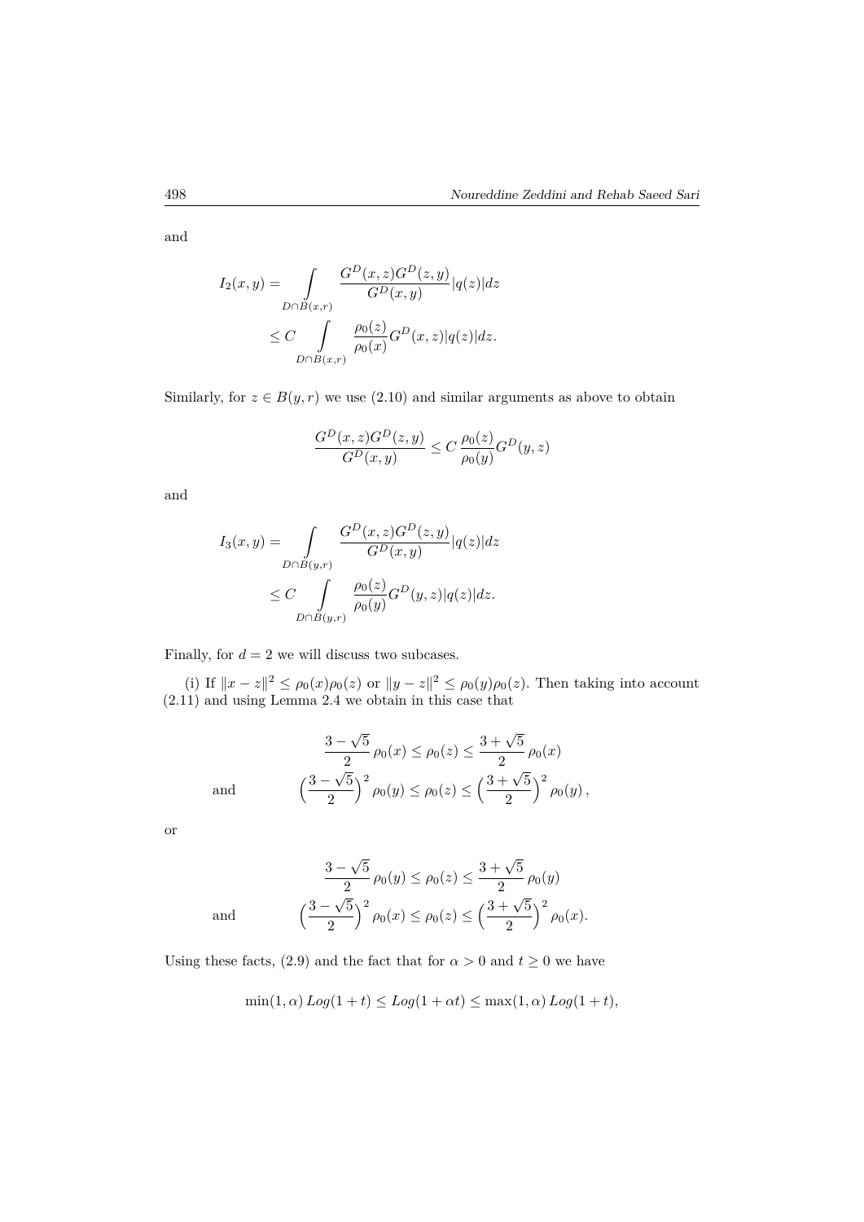and

$$
\begin{aligned}
I_2(x,y) &= \int\limits_{D\cap B(x,r)} \frac{G^D(x,z)G^D(z,y)}{G^D(x,y)}|q(z)|dz \\
&\leq C \int\limits_{D\cap B(x,r)} \frac{\rho_0(z)}{\rho_0(x)} G^D(x,z)|q(z)|dz.
\end{aligned}
$$

Similarly, for $z \in B(y,r)$ we use (2.10) and similar arguments as above to obtain

$$
\frac{G^D(x,z)G^D(z,y)}{G^D(x,y)} \leq C\,\frac{\rho_0(z)}{\rho_0(y)} G^D(y,z)
$$

and

$$
\begin{aligned}
I_3(x,y) &= \int\limits_{D\cap B(y,r)} \frac{G^D(x,z)G^D(z,y)}{G^D(x,y)}|q(z)|dz \\
&\leq C \int\limits_{D\cap B(y,r)} \frac{\rho_0(z)}{\rho_0(y)} G^D(y,z)|q(z)|dz.
\end{aligned}
$$

Finally, for $d = 2$ we will discuss two subcases.

(i) If $\|x-z\|^2 \leq \rho_0(x)\rho_0(z)$ or $\|y-z\|^2 \leq \rho_0(y)\rho_0(z)$. Then taking into account (2.11) and using Lemma 2.4 we obtain in this case that

$$
\begin{aligned}
&\frac{3-\sqrt{5}}{2}\,\rho_0(x) \leq \rho_0(z) \leq \frac{3+\sqrt{5}}{2}\,\rho_0(x) \\
\text{and} \qquad &\Big(\frac{3-\sqrt{5}}{2}\Big)^2 \rho_0(y) \leq \rho_0(z) \leq \Big(\frac{3+\sqrt{5}}{2}\Big)^2 \rho_0(y)\,,
\end{aligned}
$$

or

$$
\begin{aligned}
&\frac{3-\sqrt{5}}{2}\,\rho_0(y) \leq \rho_0(z) \leq \frac{3+\sqrt{5}}{2}\,\rho_0(y) \\
\text{and} \qquad &\Big(\frac{3-\sqrt{5}}{2}\Big)^2 \rho_0(x) \leq \rho_0(z) \leq \Big(\frac{3+\sqrt{5}}{2}\Big)^2 \rho_0(x).
\end{aligned}
$$

Using these facts, (2.9) and the fact that for $\alpha > 0$ and $t \geq 0$ we have

$$
\min(1,\alpha)\,Log(1+t) \leq Log(1+\alpha t) \leq \max(1,\alpha)\,Log(1+t),
$$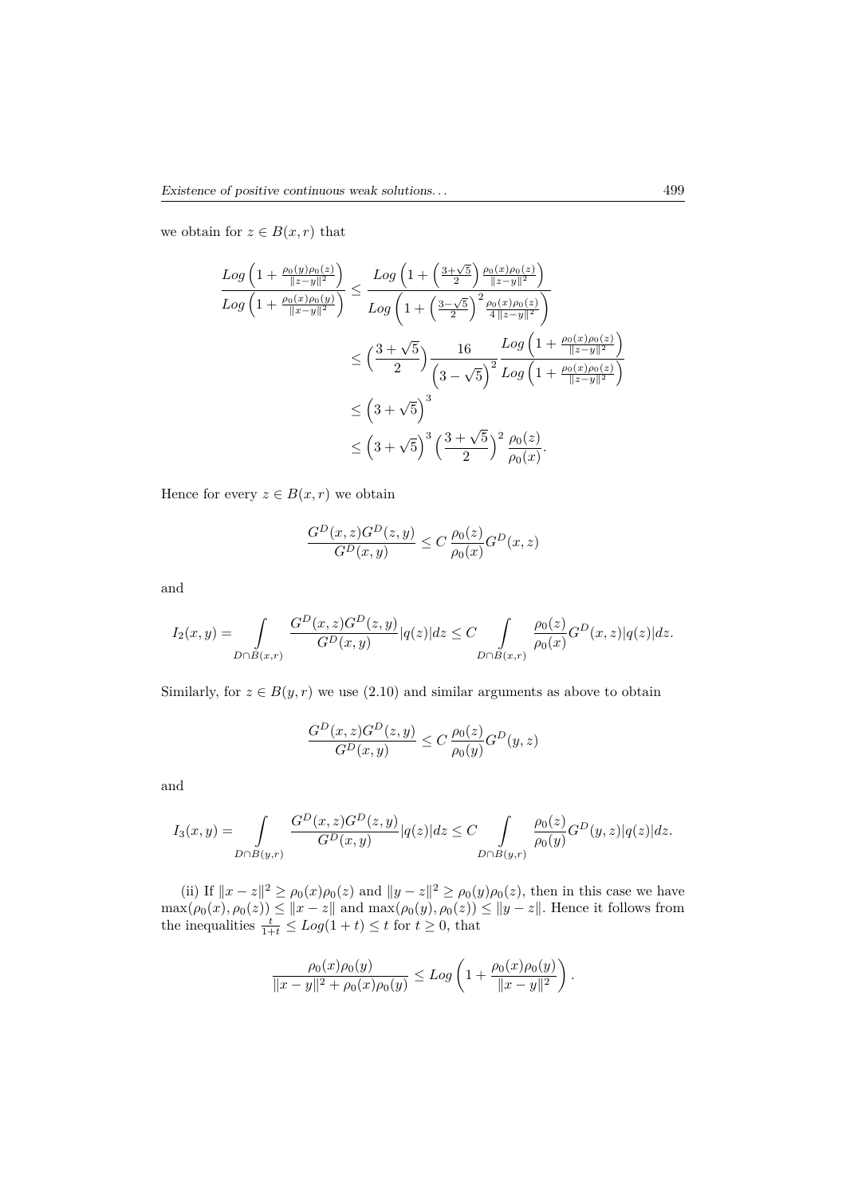we obtain for $z \in B(x,r)$ that

$$
\begin{aligned}
\frac{Log\left(1+\frac{\rho_0(y)\rho_0(z)}{\|z-y\|^2}\right)}{Log\left(1+\frac{\rho_0(x)\rho_0(y)}{\|x-y\|^2}\right)} &\leq \frac{Log\left(1+\left(\frac{3+\sqrt{5}}{2}\right)\frac{\rho_0(x)\rho_0(z)}{\|z-y\|^2}\right)}{Log\left(1+\left(\frac{3-\sqrt{5}}{2}\right)^2\frac{\rho_0(x)\rho_0(z)}{4\|z-y\|^2}\right)} \\
&\leq \Big(\frac{3+\sqrt{5}}{2}\Big)\frac{16}{\left(3-\sqrt{5}\right)^2}\frac{Log\left(1+\frac{\rho_0(x)\rho_0(z)}{\|z-y\|^2}\right)}{Log\left(1+\frac{\rho_0(x)\rho_0(z)}{\|z-y\|^2}\right)} \\
&\leq \left(3+\sqrt{5}\right)^3 \\
&\leq \left(3+\sqrt{5}\right)^3\Big(\frac{3+\sqrt{5}}{2}\Big)^2\frac{\rho_0(z)}{\rho_0(x)}.
\end{aligned}
$$

Hence for every $z \in B(x,r)$ we obtain

$$
\frac{G^D(x,z)G^D(z,y)}{G^D(x,y)} \leq C\,\frac{\rho_0(z)}{\rho_0(x)}G^D(x,z)
$$

and

$$
I_2(x,y) = \int_{D\cap B(x,r)} \frac{G^D(x,z)G^D(z,y)}{G^D(x,y)}|q(z)|dz \leq C\int_{D\cap B(x,r)} \frac{\rho_0(z)}{\rho_0(x)}G^D(x,z)|q(z)|dz.
$$

Similarly, for $z \in B(y,r)$ we use (2.10) and similar arguments as above to obtain

$$
\frac{G^D(x,z)G^D(z,y)}{G^D(x,y)} \leq C\,\frac{\rho_0(z)}{\rho_0(y)}G^D(y,z)
$$

and

$$
I_3(x,y) = \int_{D\cap B(y,r)} \frac{G^D(x,z)G^D(z,y)}{G^D(x,y)}|q(z)|dz \leq C\int_{D\cap B(y,r)} \frac{\rho_0(z)}{\rho_0(y)}G^D(y,z)|q(z)|dz.
$$

(ii) If $\|x-z\|^2 \geq \rho_0(x)\rho_0(z)$ and $\|y-z\|^2 \geq \rho_0(y)\rho_0(z)$, then in this case we have $\max(\rho_0(x),\rho_0(z)) \leq \|x-z\|$ and $\max(\rho_0(y),\rho_0(z)) \leq \|y-z\|$. Hence it follows from the inequalities $\frac{t}{1+t} \leq Log(1+t) \leq t$ for $t \geq 0$, that

$$
\frac{\rho_0(x)\rho_0(y)}{\|x-y\|^2+\rho_0(x)\rho_0(y)} \leq Log\left(1+\frac{\rho_0(x)\rho_0(y)}{\|x-y\|^2}\right).
$$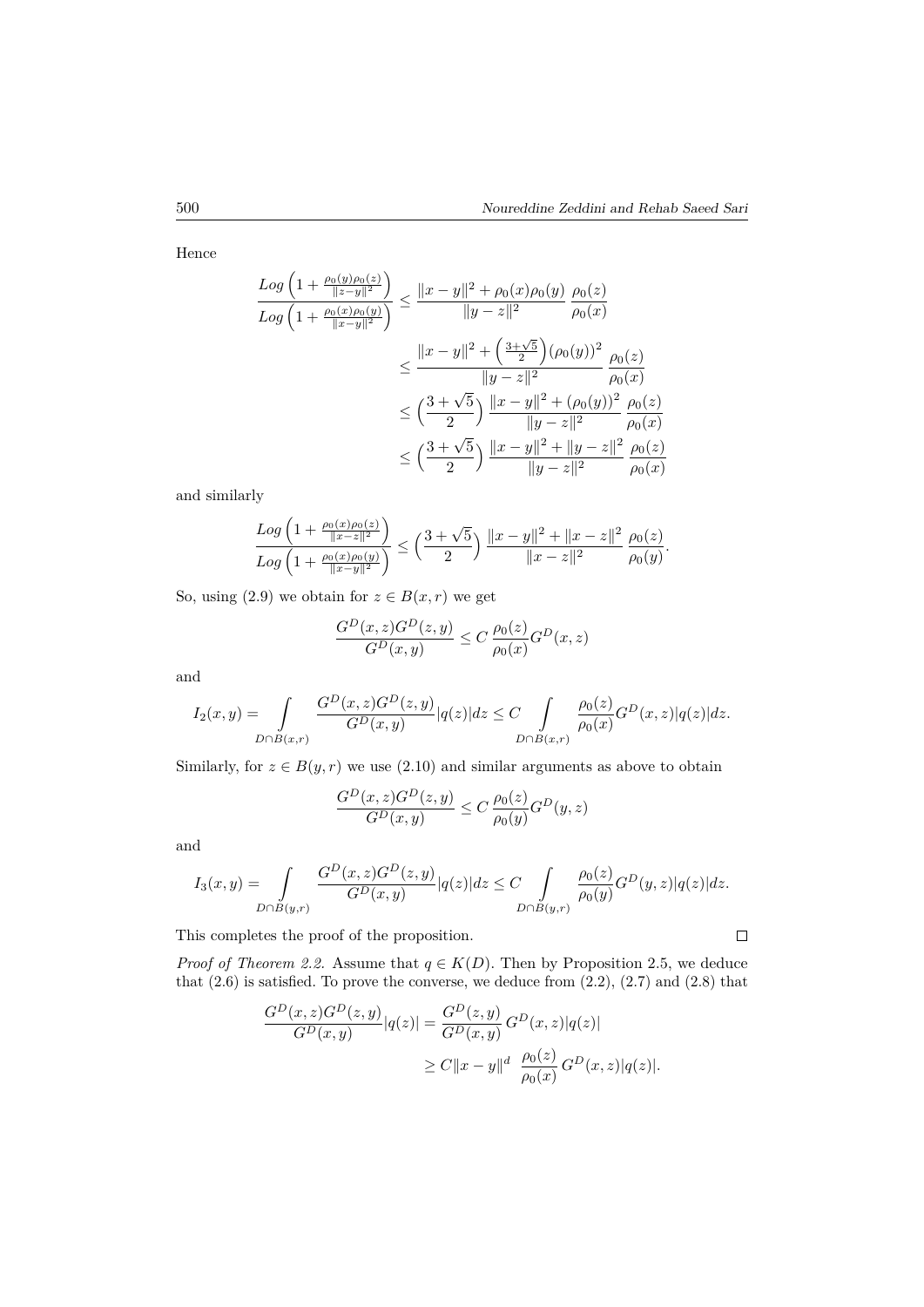Hence

$$\frac{Log\left(1+\frac{\rho_0(y)\rho_0(z)}{\|z-y\|^2}\right)}{Log\left(1+\frac{\rho_0(x)\rho_0(y)}{\|x-y\|^2}\right)} \leq \frac{\|x-y\|^2+\rho_0(x)\rho_0(y)}{\|y-z\|^2}\,\frac{\rho_0(z)}{\rho_0(x)}$$

$$\leq \frac{\|x-y\|^2+\left(\frac{3+\sqrt{5}}{2}\right)(\rho_0(y))^2}{\|y-z\|^2}\,\frac{\rho_0(z)}{\rho_0(x)}$$

$$\leq \Big(\frac{3+\sqrt{5}}{2}\Big)\,\frac{\|x-y\|^2+(\rho_0(y))^2}{\|y-z\|^2}\,\frac{\rho_0(z)}{\rho_0(x)}$$

$$\leq \Big(\frac{3+\sqrt{5}}{2}\Big)\,\frac{\|x-y\|^2+\|y-z\|^2}{\|y-z\|^2}\,\frac{\rho_0(z)}{\rho_0(x)}$$

and similarly

$$\frac{Log\left(1+\frac{\rho_0(x)\rho_0(z)}{\|x-z\|^2}\right)}{Log\left(1+\frac{\rho_0(x)\rho_0(y)}{\|x-y\|^2}\right)} \leq \Big(\frac{3+\sqrt{5}}{2}\Big)\,\frac{\|x-y\|^2+\|x-z\|^2}{\|x-z\|^2}\,\frac{\rho_0(z)}{\rho_0(y)}.$$

So, using (2.9) we obtain for $z \in B(x,r)$ we get

$$\frac{G^D(x,z)G^D(z,y)}{G^D(x,y)} \leq C\,\frac{\rho_0(z)}{\rho_0(x)}G^D(x,z)$$

and

$$I_2(x,y) = \int\limits_{D\cap B(x,r)} \frac{G^D(x,z)G^D(z,y)}{G^D(x,y)}|q(z)|dz \leq C \int\limits_{D\cap B(x,r)} \frac{\rho_0(z)}{\rho_0(x)}G^D(x,z)|q(z)|dz.$$

Similarly, for $z \in B(y,r)$ we use (2.10) and similar arguments as above to obtain

$$\frac{G^D(x,z)G^D(z,y)}{G^D(x,y)} \leq C\,\frac{\rho_0(z)}{\rho_0(y)}G^D(y,z)$$

and

$$I_3(x,y) = \int\limits_{D\cap B(y,r)} \frac{G^D(x,z)G^D(z,y)}{G^D(x,y)}|q(z)|dz \leq C \int\limits_{D\cap B(y,r)} \frac{\rho_0(z)}{\rho_0(y)}G^D(y,z)|q(z)|dz.$$

This completes the proof of the proposition. □

*Proof of Theorem 2.2.* Assume that $q \in K(D)$. Then by Proposition 2.5, we deduce that (2.6) is satisfied. To prove the converse, we deduce from (2.2), (2.7) and (2.8) that

$$\frac{G^D(x,z)G^D(z,y)}{G^D(x,y)}|q(z)| = \frac{G^D(z,y)}{G^D(x,y)}\,G^D(x,z)|q(z)|$$

$$\geq C\|x-y\|^d\;\;\frac{\rho_0(z)}{\rho_0(x)}\,G^D(x,z)|q(z)|.$$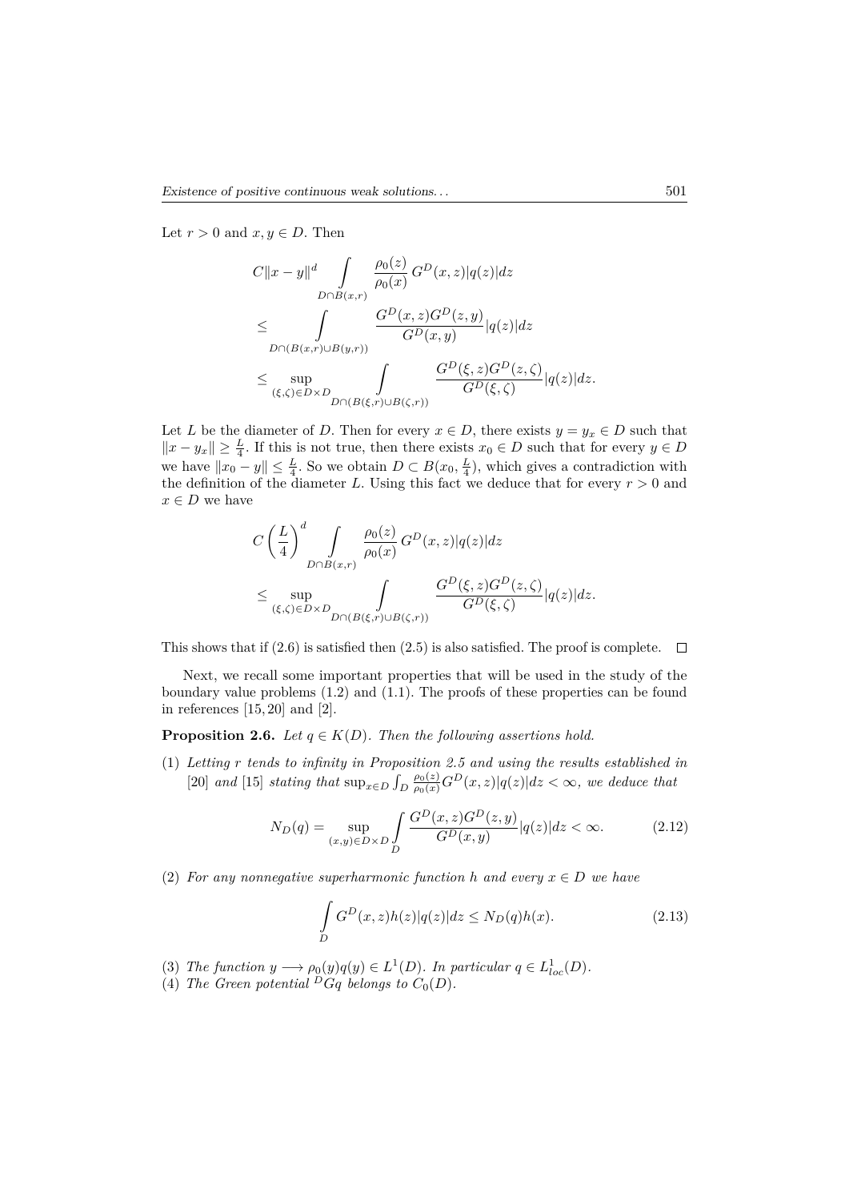Let $r > 0$ and $x, y \in D$. Then

$$
\begin{aligned}
&C\|x-y\|^d \int\limits_{D\cap B(x,r)} \frac{\rho_0(z)}{\rho_0(x)}\, G^D(x,z)|q(z)|dz \\
&\leq \int\limits_{D\cap(B(x,r)\cup B(y,r))} \frac{G^D(x,z)G^D(z,y)}{G^D(x,y)}|q(z)|dz \\
&\leq \sup_{(\xi,\zeta)\in D\times D} \int\limits_{D\cap(B(\xi,r)\cup B(\zeta,r))} \frac{G^D(\xi,z)G^D(z,\zeta)}{G^D(\xi,\zeta)}|q(z)|dz.
\end{aligned}
$$

Let $L$ be the diameter of $D$. Then for every $x \in D$, there exists $y = y_x \in D$ such that $\|x - y_x\| \geq \frac{L}{4}$. If this is not true, then there exists $x_0 \in D$ such that for every $y \in D$ we have $\|x_0 - y\| \leq \frac{L}{4}$. So we obtain $D \subset B(x_0, \frac{L}{4})$, which gives a contradiction with the definition of the diameter $L$. Using this fact we deduce that for every $r > 0$ and $x \in D$ we have

$$
\begin{aligned}
&C\left(\frac{L}{4}\right)^d \int\limits_{D\cap B(x,r)} \frac{\rho_0(z)}{\rho_0(x)}\, G^D(x,z)|q(z)|dz \\
&\leq \sup_{(\xi,\zeta)\in D\times D} \int\limits_{D\cap(B(\xi,r)\cup B(\zeta,r))} \frac{G^D(\xi,z)G^D(z,\zeta)}{G^D(\xi,\zeta)}|q(z)|dz.
\end{aligned}
$$

This shows that if (2.6) is satisfied then (2.5) is also satisfied. The proof is complete. $\square$

Next, we recall some important properties that will be used in the study of the boundary value problems (1.2) and (1.1). The proofs of these properties can be found in references [15, 20] and [2].

**Proposition 2.6.** *Let $q \in K(D)$. Then the following assertions hold.*

(1) *Letting $r$ tends to infinity in Proposition 2.5 and using the results established in* [20] *and* [15] *stating that $\sup_{x\in D}\int_D \frac{\rho_0(z)}{\rho_0(x)} G^D(x,z)|q(z)|dz < \infty$, we deduce that*

$$
N_D(q) = \sup_{(x,y)\in D\times D} \int\limits_D \frac{G^D(x,z)G^D(z,y)}{G^D(x,y)}|q(z)|dz < \infty. \tag{2.12}
$$

(2) *For any nonnegative superharmonic function $h$ and every $x \in D$ we have*

$$
\int\limits_D G^D(x,z)h(z)|q(z)|dz \leq N_D(q)h(x). \tag{2.13}
$$

(3) *The function $y \longrightarrow \rho_0(y)q(y) \in L^1(D)$. In particular $q \in L^1_{loc}(D)$.*

(4) *The Green potential ${}^D Gq$ belongs to $C_0(D)$.*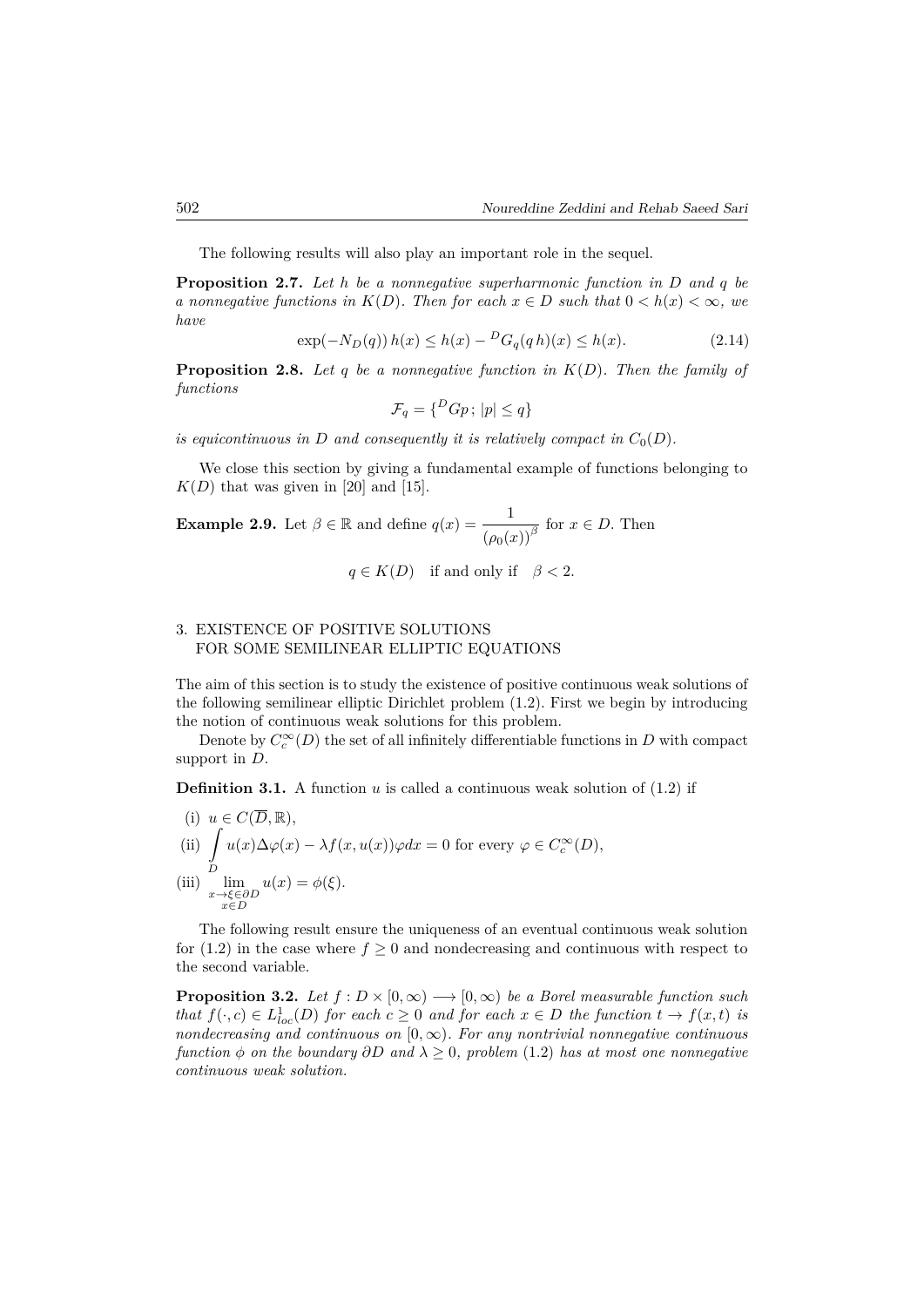The following results will also play an important role in the sequel.

**Proposition 2.7.** *Let $h$ be a nonnegative superharmonic function in $D$ and $q$ be a nonnegative functions in $K(D)$. Then for each $x \in D$ such that $0 < h(x) < \infty$, we have*

$$\exp(-N_D(q))\, h(x) \leq h(x) - {}^DG_q(q\,h)(x) \leq h(x). \tag{2.14}$$

**Proposition 2.8.** *Let $q$ be a nonnegative function in $K(D)$. Then the family of functions*

$$\mathcal{F}_q = \{{}^DGp\,;\, |p| \leq q\}$$

*is equicontinuous in $D$ and consequently it is relatively compact in $C_0(D)$.*

We close this section by giving a fundamental example of functions belonging to $K(D)$ that was given in [20] and [15].

**Example 2.9.** Let $\beta \in \mathbb{R}$ and define $q(x) = \dfrac{1}{(\rho_0(x))^\beta}$ for $x \in D$. Then

$$q \in K(D) \quad \text{if and only if} \quad \beta < 2.$$

## 3. EXISTENCE OF POSITIVE SOLUTIONS FOR SOME SEMILINEAR ELLIPTIC EQUATIONS

The aim of this section is to study the existence of positive continuous weak solutions of the following semilinear elliptic Dirichlet problem (1.2). First we begin by introducing the notion of continuous weak solutions for this problem.

Denote by $C_c^\infty(D)$ the set of all infinitely differentiable functions in $D$ with compact support in $D$.

**Definition 3.1.** A function $u$ is called a continuous weak solution of (1.2) if

(i) $u \in C(\overline{D}, \mathbb{R})$,

(ii) $\displaystyle\int_D u(x)\Delta\varphi(x) - \lambda f(x, u(x))\varphi dx = 0$ for every $\varphi \in C_c^\infty(D)$,

(iii) $\displaystyle\lim_{\substack{x \to \xi \in \partial D \\ x \in D}} u(x) = \phi(\xi)$.

The following result ensure the uniqueness of an eventual continuous weak solution for (1.2) in the case where $f \geq 0$ and nondecreasing and continuous with respect to the second variable.

**Proposition 3.2.** *Let $f : D \times [0, \infty) \longrightarrow [0, \infty)$ be a Borel measurable function such that $f(\cdot, c) \in L^1_{loc}(D)$ for each $c \geq 0$ and for each $x \in D$ the function $t \to f(x, t)$ is nondecreasing and continuous on $[0, \infty)$. For any nontrivial nonnegative continuous function $\phi$ on the boundary $\partial D$ and $\lambda \geq 0$, problem (1.2) has at most one nonnegative continuous weak solution.*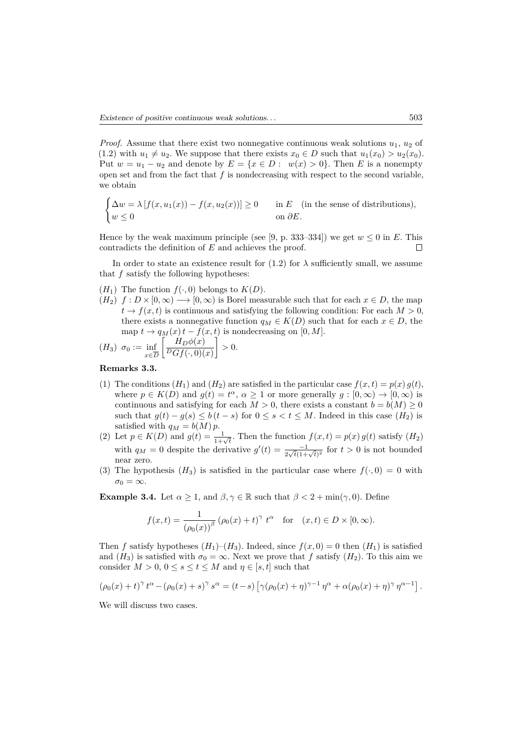*Proof.* Assume that there exist two nonnegative continuous weak solutions $u_1$, $u_2$ of (1.2) with $u_1 \neq u_2$. We suppose that there exists $x_0 \in D$ such that $u_1(x_0) > u_2(x_0)$. Put $w = u_1 - u_2$ and denote by $E = \{x \in D : \ w(x) > 0\}$. Then $E$ is a nonempty open set and from the fact that $f$ is nondecreasing with respect to the second variable, we obtain

$$\begin{cases} \Delta w = \lambda \left[ f(x, u_1(x)) - f(x, u_2(x)) \right] \geq 0 & \text{in } E \quad \text{(in the sense of distributions)}, \\ w \leq 0 & \text{on } \partial E. \end{cases}$$

Hence by the weak maximum principle (see [9, p. 333–334]) we get $w \leq 0$ in $E$. This contradicts the definition of $E$ and achieves the proof. $\square$

In order to state an existence result for (1.2) for $\lambda$ sufficiently small, we assume that $f$ satisfy the following hypotheses:

$(H_1)$ The function $f(\cdot, 0)$ belongs to $K(D)$.

$(H_2)$ $f : D \times [0, \infty) \longrightarrow [0, \infty)$ is Borel measurable such that for each $x \in D$, the map $t \to f(x,t)$ is continuous and satisfying the following condition: For each $M > 0$, there exists a nonnegative function $q_M \in K(D)$ such that for each $x \in D$, the map $t \to q_M(x)\, t - f(x,t)$ is nondecreasing on $[0, M]$.

$(H_3)$ $\sigma_0 := \inf_{x \in \overline{D}} \left[ \dfrac{H_D \phi(x)}{{}^D G f(\cdot, 0)(x)} \right] > 0.$

**Remarks 3.3.**

(1) The conditions $(H_1)$ and $(H_2)$ are satisfied in the particular case $f(x,t) = p(x)\, g(t)$, where $p \in K(D)$ and $g(t) = t^\alpha$, $\alpha \geq 1$ or more generally $g : [0, \infty) \to [0, \infty)$ is continuous and satisfying for each $M > 0$, there exists a constant $b = b(M) \geq 0$ such that $g(t) - g(s) \leq b\,(t - s)$ for $0 \leq s < t \leq M$. Indeed in this case $(H_2)$ is satisfied with $q_M = b(M)\, p$.

(2) Let $p \in K(D)$ and $g(t) = \frac{1}{1+\sqrt{t}}$. Then the function $f(x,t) = p(x)\, g(t)$ satisfy $(H_2)$ with $q_M = 0$ despite the derivative $g'(t) = \frac{-1}{2\sqrt{t}(1+\sqrt{t})^2}$ for $t > 0$ is not bounded near zero.

(3) The hypothesis $(H_3)$ is satisfied in the particular case where $f(\cdot, 0) = 0$ with $\sigma_0 = \infty$.

**Example 3.4.** Let $\alpha \geq 1$, and $\beta, \gamma \in \mathbb{R}$ such that $\beta < 2 + \min(\gamma, 0)$. Define

$$f(x,t) = \frac{1}{(\rho_0(x))^\beta} \left(\rho_0(x) + t\right)^\gamma \, t^\alpha \quad \text{for} \quad (x,t) \in D \times [0, \infty).$$

Then $f$ satisfy hypotheses $(H_1)$–$(H_3)$. Indeed, since $f(x, 0) = 0$ then $(H_1)$ is satisfied and $(H_3)$ is satisfied with $\sigma_0 = \infty$. Next we prove that $f$ satisfy $(H_2)$. To this aim we consider $M > 0$, $0 \leq s \leq t \leq M$ and $\eta \in [s, t]$ such that

$$(\rho_0(x) + t)^\gamma \, t^\alpha - (\rho_0(x) + s)^\gamma \, s^\alpha = (t - s) \left[ \gamma(\rho_0(x) + \eta)^{\gamma - 1} \eta^\alpha + \alpha(\rho_0(x) + \eta)^\gamma \, \eta^{\alpha - 1} \right].$$

We will discuss two cases.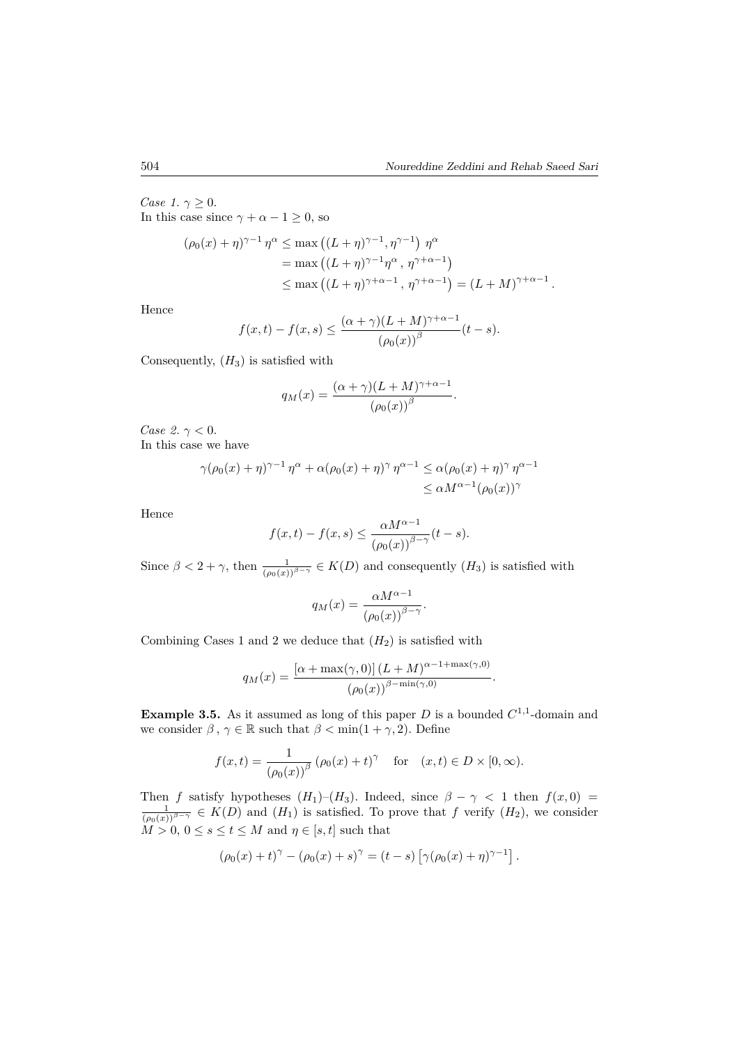*Case 1.* $\gamma \geq 0$.
In this case since $\gamma + \alpha - 1 \geq 0$, so

$$
\begin{aligned}
(\rho_0(x) + \eta)^{\gamma - 1}\, \eta^{\alpha} &\leq \max\left((L+\eta)^{\gamma-1}, \eta^{\gamma-1}\right)\, \eta^{\alpha} \\
&= \max\left((L+\eta)^{\gamma-1}\eta^{\alpha}\,,\, \eta^{\gamma+\alpha-1}\right) \\
&\leq \max\left((L+\eta)^{\gamma+\alpha-1}\,,\, \eta^{\gamma+\alpha-1}\right) = (L+M)^{\gamma+\alpha-1}.
\end{aligned}
$$

Hence

$$
f(x,t) - f(x,s) \leq \frac{(\alpha+\gamma)(L+M)^{\gamma+\alpha-1}}{\left(\rho_0(x)\right)^{\beta}}(t-s).
$$

Consequently, $(H_3)$ is satisfied with

$$
q_M(x) = \frac{(\alpha+\gamma)(L+M)^{\gamma+\alpha-1}}{\left(\rho_0(x)\right)^{\beta}}.
$$

*Case 2.* $\gamma < 0$.
In this case we have

$$
\begin{aligned}
\gamma(\rho_0(x)+\eta)^{\gamma-1}\, \eta^{\alpha} + \alpha(\rho_0(x)+\eta)^{\gamma}\, \eta^{\alpha-1} &\leq \alpha(\rho_0(x)+\eta)^{\gamma}\, \eta^{\alpha-1} \\
&\leq \alpha M^{\alpha-1}(\rho_0(x))^{\gamma}
\end{aligned}
$$

Hence

$$
f(x,t) - f(x,s) \leq \frac{\alpha M^{\alpha-1}}{\left(\rho_0(x)\right)^{\beta-\gamma}}(t-s).
$$

Since $\beta < 2 + \gamma$, then $\frac{1}{(\rho_0(x))^{\beta-\gamma}} \in K(D)$ and consequently $(H_3)$ is satisfied with

$$
q_M(x) = \frac{\alpha M^{\alpha-1}}{\left(\rho_0(x)\right)^{\beta-\gamma}}.
$$

Combining Cases 1 and 2 we deduce that $(H_2)$ is satisfied with

$$
q_M(x) = \frac{\left[\alpha + \max(\gamma,0)\right](L+M)^{\alpha-1+\max(\gamma,0)}}{\left(\rho_0(x)\right)^{\beta-\min(\gamma,0)}}.
$$

**Example 3.5.** As it assumed as long of this paper $D$ is a bounded $C^{1,1}$-domain and we consider $\beta\,,\,\gamma \in \mathbb{R}$ such that $\beta < \min(1+\gamma, 2)$. Define

$$
f(x,t) = \frac{1}{\left(\rho_0(x)\right)^{\beta}}\left(\rho_0(x)+t\right)^{\gamma} \quad \text{for} \quad (x,t) \in D \times [0,\infty).
$$

Then $f$ satisfy hypotheses $(H_1)$–$(H_3)$. Indeed, since $\beta - \gamma < 1$ then $f(x,0) = \frac{1}{(\rho_0(x))^{\beta-\gamma}} \in K(D)$ and $(H_1)$ is satisfied. To prove that $f$ verify $(H_2)$, we consider $M > 0$, $0 \leq s \leq t \leq M$ and $\eta \in [s,t]$ such that

$$
\left(\rho_0(x)+t\right)^{\gamma} - \left(\rho_0(x)+s\right)^{\gamma} = (t-s)\left[\gamma(\rho_0(x)+\eta)^{\gamma-1}\right].
$$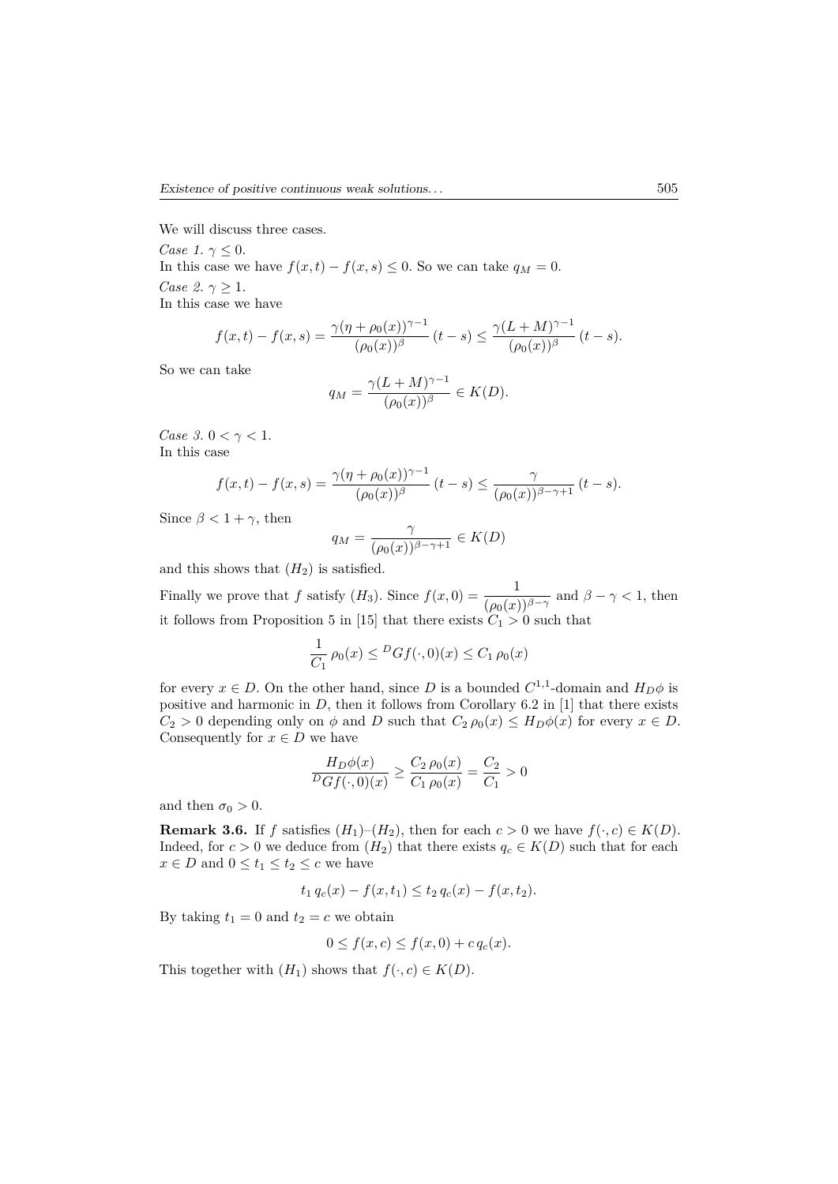We will discuss three cases.

*Case 1.* $\gamma \leq 0$.
In this case we have $f(x,t) - f(x,s) \leq 0$. So we can take $q_M = 0$.

*Case 2.* $\gamma \geq 1$.
In this case we have

$$f(x,t) - f(x,s) = \frac{\gamma(\eta + \rho_0(x))^{\gamma-1}}{(\rho_0(x))^{\beta}}\,(t-s) \leq \frac{\gamma(L+M)^{\gamma-1}}{(\rho_0(x))^{\beta}}\,(t-s).$$

So we can take

$$q_M = \frac{\gamma(L+M)^{\gamma-1}}{(\rho_0(x))^{\beta}} \in K(D).$$

*Case 3.* $0 < \gamma < 1$.
In this case

$$f(x,t) - f(x,s) = \frac{\gamma(\eta + \rho_0(x))^{\gamma-1}}{(\rho_0(x))^{\beta}}\,(t-s) \leq \frac{\gamma}{(\rho_0(x))^{\beta-\gamma+1}}\,(t-s).$$

Since $\beta < 1 + \gamma$, then

$$q_M = \frac{\gamma}{(\rho_0(x))^{\beta-\gamma+1}} \in K(D)$$

and this shows that $(H_2)$ is satisfied.

Finally we prove that $f$ satisfy $(H_3)$. Since $f(x,0) = \dfrac{1}{(\rho_0(x))^{\beta-\gamma}}$ and $\beta - \gamma < 1$, then it follows from Proposition 5 in [15] that there exists $C_1 > 0$ such that

$$\frac{1}{C_1}\,\rho_0(x) \leq {}^{D}Gf(\cdot,0)(x) \leq C_1\,\rho_0(x)$$

for every $x \in D$. On the other hand, since $D$ is a bounded $C^{1,1}$-domain and $H_D\phi$ is positive and harmonic in $D$, then it follows from Corollary 6.2 in [1] that there exists $C_2 > 0$ depending only on $\phi$ and $D$ such that $C_2\,\rho_0(x) \leq H_D\phi(x)$ for every $x \in D$. Consequently for $x \in D$ we have

$$\frac{H_D\phi(x)}{{}^{D}Gf(\cdot,0)(x)} \geq \frac{C_2\,\rho_0(x)}{C_1\,\rho_0(x)} = \frac{C_2}{C_1} > 0$$

and then $\sigma_0 > 0$.

**Remark 3.6.** If $f$ satisfies $(H_1)$–$(H_2)$, then for each $c > 0$ we have $f(\cdot,c) \in K(D)$. Indeed, for $c > 0$ we deduce from $(H_2)$ that there exists $q_c \in K(D)$ such that for each $x \in D$ and $0 \leq t_1 \leq t_2 \leq c$ we have

$$t_1\,q_c(x) - f(x,t_1) \leq t_2\,q_c(x) - f(x,t_2).$$

By taking $t_1 = 0$ and $t_2 = c$ we obtain

$$0 \leq f(x,c) \leq f(x,0) + c\,q_c(x).$$

This together with $(H_1)$ shows that $f(\cdot,c) \in K(D)$.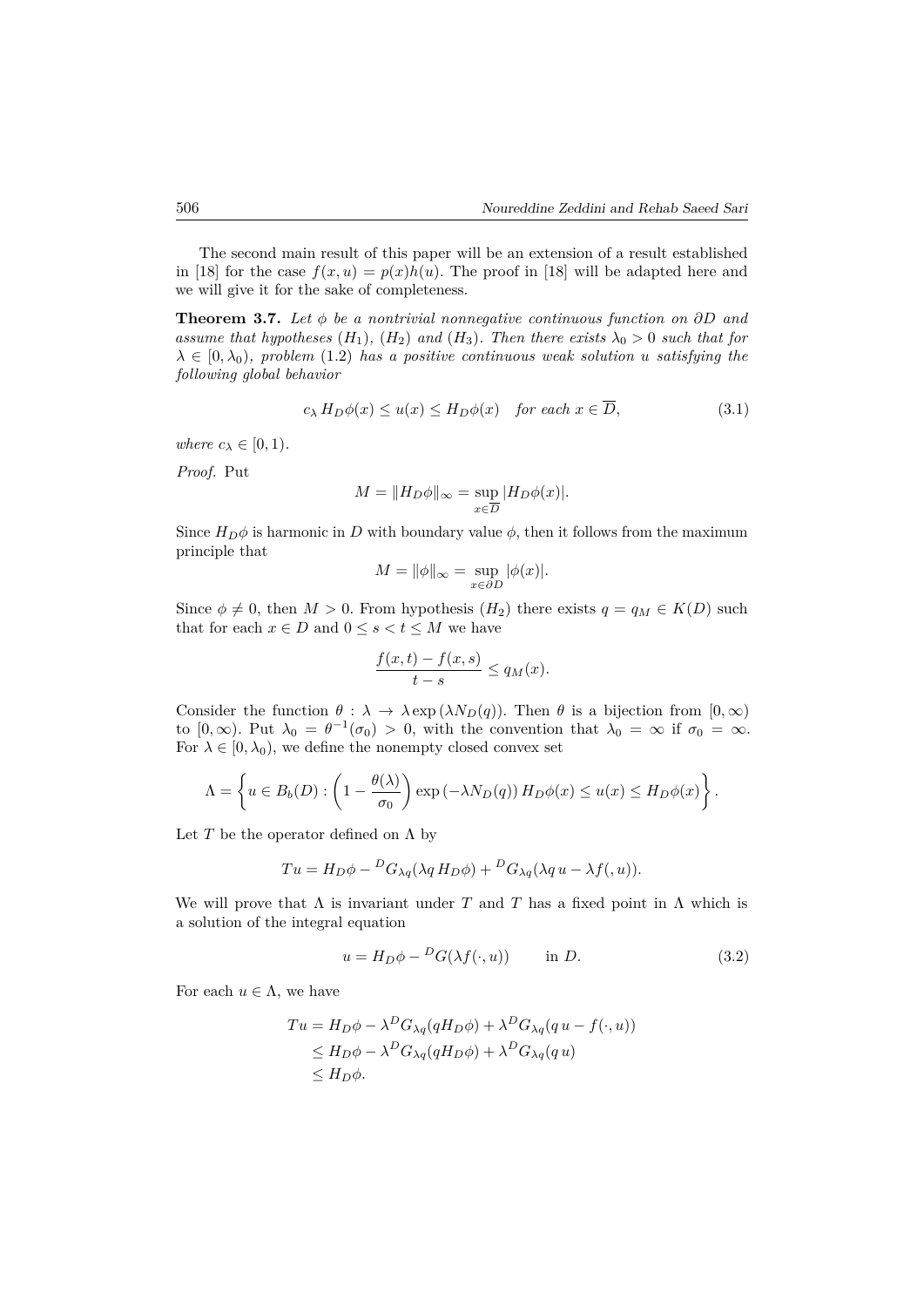The second main result of this paper will be an extension of a result established in [18] for the case $f(x,u) = p(x)h(u)$. The proof in [18] will be adapted here and we will give it for the sake of completeness.

**Theorem 3.7.** *Let $\phi$ be a nontrivial nonnegative continuous function on $\partial D$ and assume that hypotheses $(H_1)$, $(H_2)$ and $(H_3)$. Then there exists $\lambda_0 > 0$ such that for $\lambda \in [0, \lambda_0)$, problem (1.2) has a positive continuous weak solution $u$ satisfying the following global behavior*

$$c_\lambda \, H_D\phi(x) \le u(x) \le H_D\phi(x) \quad \textit{for each } x \in \overline{D}, \tag{3.1}$$

*where $c_\lambda \in [0,1)$.*

*Proof.* Put

$$M = \|H_D\phi\|_\infty = \sup_{x\in\overline{D}} |H_D\phi(x)|.$$

Since $H_D\phi$ is harmonic in $D$ with boundary value $\phi$, then it follows from the maximum principle that

$$M = \|\phi\|_\infty = \sup_{x\in\partial D} |\phi(x)|.$$

Since $\phi \neq 0$, then $M > 0$. From hypothesis $(H_2)$ there exists $q = q_M \in K(D)$ such that for each $x \in D$ and $0 \le s < t \le M$ we have

$$\frac{f(x,t) - f(x,s)}{t - s} \le q_M(x).$$

Consider the function $\theta : \lambda \to \lambda \exp\left(\lambda N_D(q)\right)$. Then $\theta$ is a bijection from $[0,\infty)$ to $[0,\infty)$. Put $\lambda_0 = \theta^{-1}(\sigma_0) > 0$, with the convention that $\lambda_0 = \infty$ if $\sigma_0 = \infty$. For $\lambda \in [0, \lambda_0)$, we define the nonempty closed convex set

$$\Lambda = \left\{ u \in B_b(D) : \left(1 - \frac{\theta(\lambda)}{\sigma_0}\right) \exp\left(-\lambda N_D(q)\right) H_D\phi(x) \le u(x) \le H_D\phi(x) \right\}.$$

Let $T$ be the operator defined on $\Lambda$ by

$$Tu = H_D\phi - {}^D G_{\lambda q}(\lambda q \, H_D\phi) + {}^D G_{\lambda q}(\lambda q \, u - \lambda f(,u)).$$

We will prove that $\Lambda$ is invariant under $T$ and $T$ has a fixed point in $\Lambda$ which is a solution of the integral equation

$$u = H_D\phi - {}^D G(\lambda f(\cdot,u)) \qquad \text{in } D. \tag{3.2}$$

For each $u \in \Lambda$, we have

$$\begin{aligned}
Tu &= H_D\phi - \lambda {}^D G_{\lambda q}(q H_D\phi) + \lambda {}^D G_{\lambda q}(q\, u - f(\cdot,u)) \\
&\le H_D\phi - \lambda {}^D G_{\lambda q}(q H_D\phi) + \lambda {}^D G_{\lambda q}(q\, u) \\
&\le H_D\phi.
\end{aligned}$$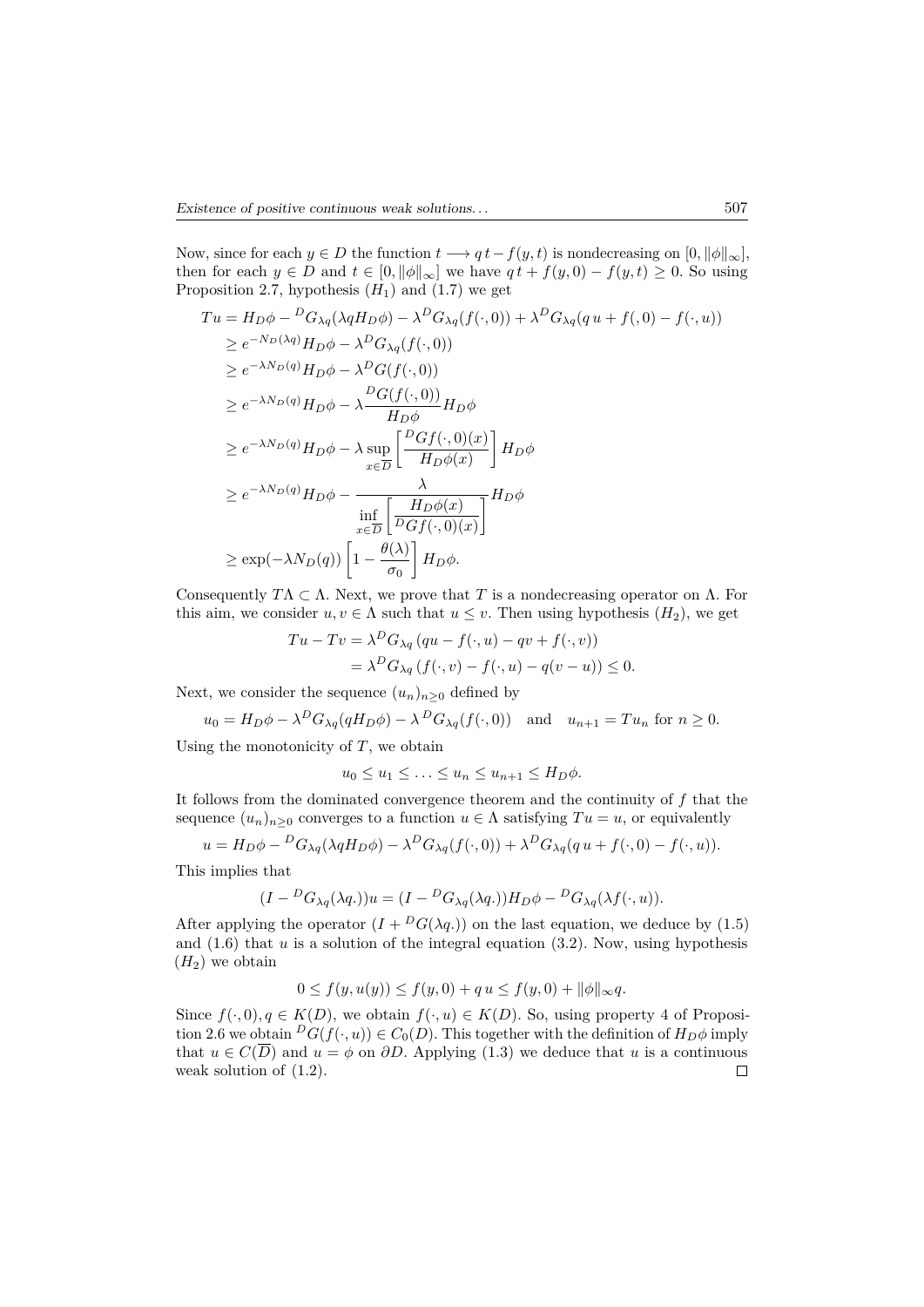Now, since for each $y \in D$ the function $t \longrightarrow q\,t - f(y,t)$ is nondecreasing on $[0, \|\phi\|_\infty]$, then for each $y \in D$ and $t \in [0, \|\phi\|_\infty]$ we have $q\,t + f(y,0) - f(y,t) \geq 0$. So using Proposition 2.7, hypothesis $(H_1)$ and (1.7) we get

$$
\begin{aligned}
Tu &= H_D\phi - {}^DG_{\lambda q}(\lambda q H_D\phi) - \lambda {}^DG_{\lambda q}(f(\cdot,0)) + \lambda {}^DG_{\lambda q}(q\,u + f(,0) - f(\cdot,u)) \\
&\geq e^{-N_D(\lambda q)} H_D\phi - \lambda {}^DG_{\lambda q}(f(\cdot,0)) \\
&\geq e^{-\lambda N_D(q)} H_D\phi - \lambda {}^DG(f(\cdot,0)) \\
&\geq e^{-\lambda N_D(q)} H_D\phi - \lambda \frac{{}^DG(f(\cdot,0))}{H_D\phi} H_D\phi \\
&\geq e^{-\lambda N_D(q)} H_D\phi - \lambda \sup_{x\in\overline{D}} \left[\frac{{}^DGf(\cdot,0)(x)}{H_D\phi(x)}\right] H_D\phi \\
&\geq e^{-\lambda N_D(q)} H_D\phi - \frac{\lambda}{\inf\limits_{x\in\overline{D}} \left[\dfrac{H_D\phi(x)}{{}^DGf(\cdot,0)(x)}\right]} H_D\phi \\
&\geq \exp(-\lambda N_D(q)) \left[1 - \frac{\theta(\lambda)}{\sigma_0}\right] H_D\phi.
\end{aligned}
$$

Consequently $T\Lambda \subset \Lambda$. Next, we prove that $T$ is a nondecreasing operator on $\Lambda$. For this aim, we consider $u, v \in \Lambda$ such that $u \leq v$. Then using hypothesis $(H_2)$, we get

$$
\begin{aligned}
Tu - Tv &= \lambda {}^DG_{\lambda q}\left(qu - f(\cdot,u) - qv + f(\cdot,v)\right) \\
&= \lambda {}^DG_{\lambda q}\left(f(\cdot,v) - f(\cdot,u) - q(v-u)\right) \leq 0.
\end{aligned}
$$

Next, we consider the sequence $(u_n)_{n\geq 0}$ defined by

$$
u_0 = H_D\phi - \lambda {}^DG_{\lambda q}(qH_D\phi) - \lambda\, {}^DG_{\lambda q}(f(\cdot,0)) \quad \text{and} \quad u_{n+1} = Tu_n \text{ for } n \geq 0.
$$

Using the monotonicity of $T$, we obtain

$$
u_0 \leq u_1 \leq \ldots \leq u_n \leq u_{n+1} \leq H_D\phi.
$$

It follows from the dominated convergence theorem and the continuity of $f$ that the sequence $(u_n)_{n\geq 0}$ converges to a function $u \in \Lambda$ satisfying $Tu = u$, or equivalently

$$
u = H_D\phi - {}^DG_{\lambda q}(\lambda q H_D\phi) - \lambda {}^DG_{\lambda q}(f(\cdot,0)) + \lambda {}^DG_{\lambda q}(q\,u + f(\cdot,0) - f(\cdot,u)).
$$

This implies that

$$
(I - {}^DG_{\lambda q}(\lambda q.))u = (I - {}^DG_{\lambda q}(\lambda q.))H_D\phi - {}^DG_{\lambda q}(\lambda f(\cdot,u)).
$$

After applying the operator $(I + {}^DG(\lambda q.))$ on the last equation, we deduce by (1.5) and (1.6) that $u$ is a solution of the integral equation (3.2). Now, using hypothesis $(H_2)$ we obtain

$$
0 \leq f(y, u(y)) \leq f(y,0) + q\,u \leq f(y,0) + \|\phi\|_\infty q.
$$

Since $f(\cdot,0), q \in K(D)$, we obtain $f(\cdot,u) \in K(D)$. So, using property 4 of Proposition 2.6 we obtain ${}^DG(f(\cdot,u)) \in C_0(D)$. This together with the definition of $H_D\phi$ imply that $u \in C(\overline{D})$ and $u = \phi$ on $\partial D$. Applying (1.3) we deduce that $u$ is a continuous weak solution of (1.2). $\square$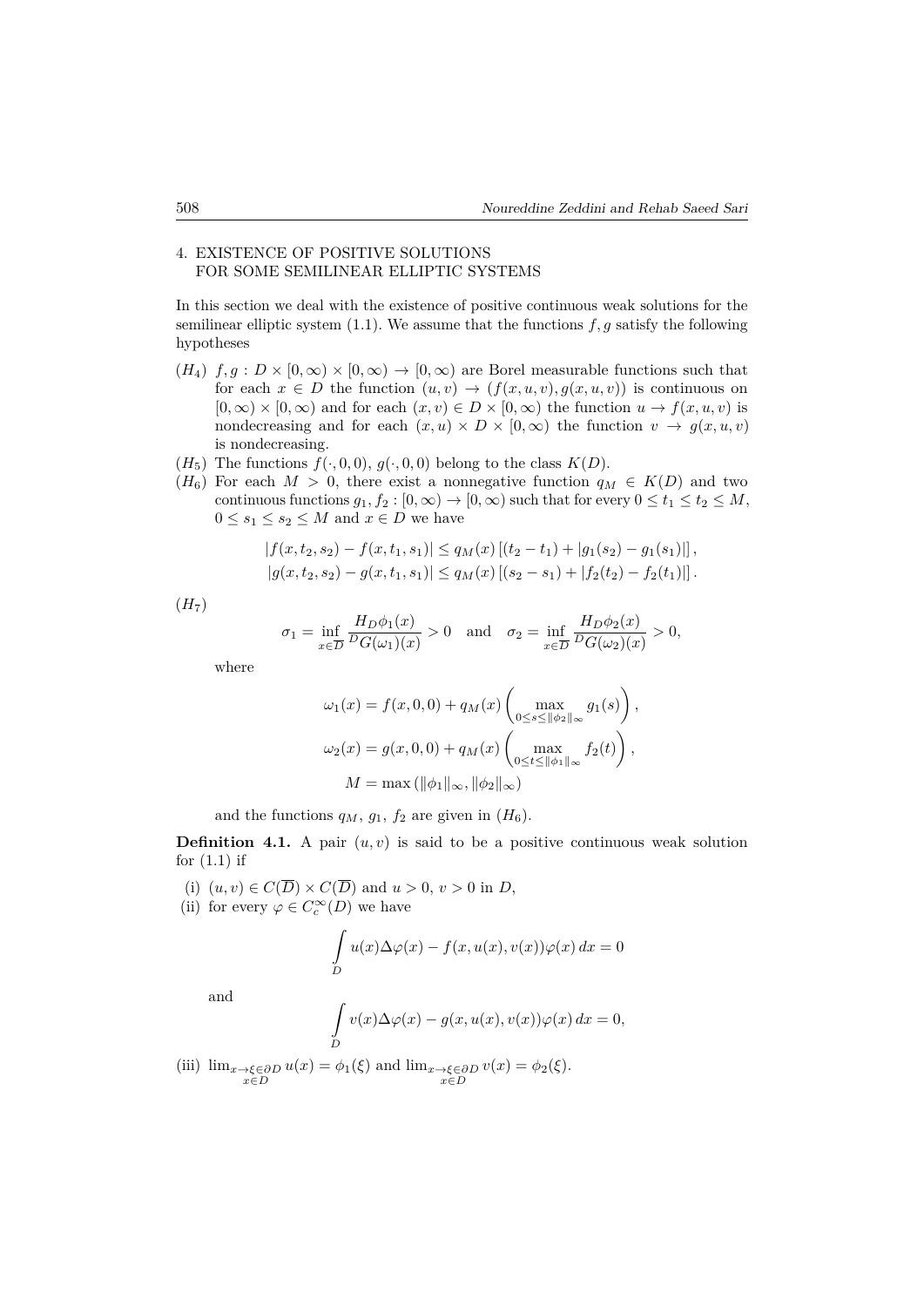## 4. EXISTENCE OF POSITIVE SOLUTIONS FOR SOME SEMILINEAR ELLIPTIC SYSTEMS

In this section we deal with the existence of positive continuous weak solutions for the semilinear elliptic system (1.1). We assume that the functions $f, g$ satisfy the following hypotheses

- $(H_4)$ $f, g : D \times [0,\infty) \times [0,\infty) \to [0,\infty)$ are Borel measurable functions such that for each $x \in D$ the function $(u,v) \to (f(x,u,v), g(x,u,v))$ is continuous on $[0,\infty) \times [0,\infty)$ and for each $(x,v) \in D \times [0,\infty)$ the function $u \to f(x,u,v)$ is nondecreasing and for each $(x,u) \times D \times [0,\infty)$ the function $v \to g(x,u,v)$ is nondecreasing.
- $(H_5)$ The functions $f(\cdot,0,0)$, $g(\cdot,0,0)$ belong to the class $K(D)$.
- $(H_6)$ For each $M > 0$, there exist a nonnegative function $q_M \in K(D)$ and two continuous functions $g_1, f_2 : [0,\infty) \to [0,\infty)$ such that for every $0 \le t_1 \le t_2 \le M$, $0 \le s_1 \le s_2 \le M$ and $x \in D$ we have

$$|f(x,t_2,s_2) - f(x,t_1,s_1)| \le q_M(x)\left[(t_2 - t_1) + |g_1(s_2) - g_1(s_1)|\right],$$
$$|g(x,t_2,s_2) - g(x,t_1,s_1)| \le q_M(x)\left[(s_2 - s_1) + |f_2(t_2) - f_2(t_1)|\right].$$

- $(H_7)$

$$\sigma_1 = \inf_{x \in \overline{D}} \frac{H_D\phi_1(x)}{{}^D G(\omega_1)(x)} > 0 \quad \text{and} \quad \sigma_2 = \inf_{x \in \overline{D}} \frac{H_D\phi_2(x)}{{}^D G(\omega_2)(x)} > 0,$$

where

$$\omega_1(x) = f(x,0,0) + q_M(x)\left(\max_{0 \le s \le \|\phi_2\|_\infty} g_1(s)\right),$$
$$\omega_2(x) = g(x,0,0) + q_M(x)\left(\max_{0 \le t \le \|\phi_1\|_\infty} f_2(t)\right),$$
$$M = \max\left(\|\phi_1\|_\infty, \|\phi_2\|_\infty\right)$$

and the functions $q_M$, $g_1$, $f_2$ are given in $(H_6)$.

**Definition 4.1.** A pair $(u,v)$ is said to be a positive continuous weak solution for (1.1) if

(i) $(u,v) \in C(\overline{D}) \times C(\overline{D})$ and $u > 0$, $v > 0$ in $D$,

(ii) for every $\varphi \in C_c^\infty(D)$ we have

$$\int_D u(x)\Delta\varphi(x) - f(x,u(x),v(x))\varphi(x)\,dx = 0$$

and

$$\int_D v(x)\Delta\varphi(x) - g(x,u(x),v(x))\varphi(x)\,dx = 0,$$

(iii) $\lim_{\substack{x \to \xi \in \partial D \\ x \in D}} u(x) = \phi_1(\xi)$ and $\lim_{\substack{x \to \xi \in \partial D \\ x \in D}} v(x) = \phi_2(\xi)$.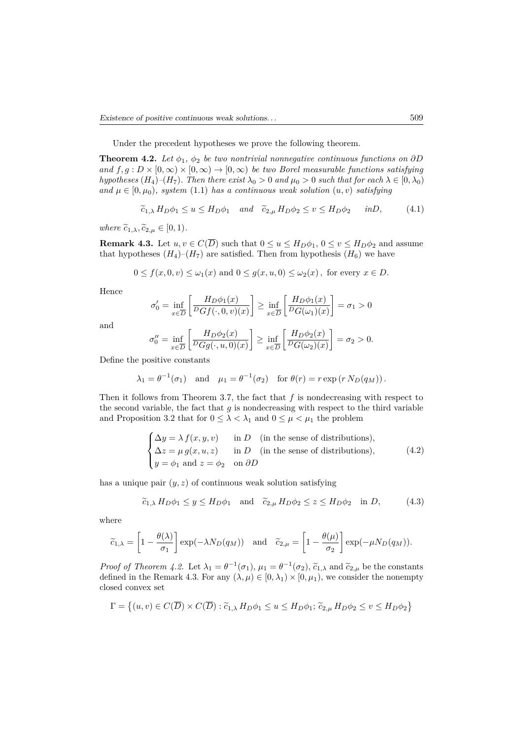Under the precedent hypotheses we prove the following theorem.

**Theorem 4.2.** *Let $\phi_1$, $\phi_2$ be two nontrivial nonnegative continuous functions on $\partial D$ and $f, g : D \times [0,\infty) \times [0,\infty) \to [0,\infty)$ be two Borel measurable functions satisfying hypotheses $(H_4)$–$(H_7)$. Then there exist $\lambda_0 > 0$ and $\mu_0 > 0$ such that for each $\lambda \in [0, \lambda_0)$ and $\mu \in [0, \mu_0)$, system* (1.1) *has a continuous weak solution $(u, v)$ satisfying*

$$\widetilde{c}_{1,\lambda}\, H_D\phi_1 \leq u \leq H_D\phi_1 \quad \textit{and} \quad \widetilde{c}_{2,\mu}\, H_D\phi_2 \leq v \leq H_D\phi_2 \qquad \textit{in} D, \tag{4.1}$$

*where $\widetilde{c}_{1,\lambda}, \widetilde{c}_{2,\mu} \in [0,1)$.*

**Remark 4.3.** Let $u, v \in C(\overline{D})$ such that $0 \leq u \leq H_D\phi_1$, $0 \leq v \leq H_D\phi_2$ and assume that hypotheses $(H_4)$–$(H_7)$ are satisfied. Then from hypothesis $(H_6)$ we have

$$0 \leq f(x, 0, v) \leq \omega_1(x) \text{ and } 0 \leq g(x, u, 0) \leq \omega_2(x)\,, \text{ for every } x \in D.$$

Hence

$$\sigma_0' = \inf_{x\in\overline{D}} \left[ \frac{H_D\phi_1(x)}{{}^DGf(\cdot, 0, v)(x)} \right] \geq \inf_{x\in\overline{D}} \left[ \frac{H_D\phi_1(x)}{{}^DG(\omega_1)(x)} \right] = \sigma_1 > 0$$

and

$$\sigma_0'' = \inf_{x\in\overline{D}} \left[ \frac{H_D\phi_2(x)}{{}^DGg(\cdot, u, 0)(x)} \right] \geq \inf_{x\in\overline{D}} \left[ \frac{H_D\phi_2(x)}{{}^DG(\omega_2)(x)} \right] = \sigma_2 > 0.$$

Define the positive constants

$$\lambda_1 = \theta^{-1}(\sigma_1) \quad \text{and} \quad \mu_1 = \theta^{-1}(\sigma_2) \quad \text{for } \theta(r) = r \exp\left(r\, N_D(q_M)\right).$$

Then it follows from Theorem 3.7, the fact that $f$ is nondecreasing with respect to the second variable, the fact that $g$ is nondecreasing with respect to the third variable and Proposition 3.2 that for $0 \leq \lambda < \lambda_1$ and $0 \leq \mu < \mu_1$ the problem

$$\begin{cases} \Delta y = \lambda\, f(x, y, v) & \text{in } D \quad \text{(in the sense of distributions)}, \\ \Delta z = \mu\, g(x, u, z) & \text{in } D \quad \text{(in the sense of distributions)}, \\ y = \phi_1 \text{ and } z = \phi_2 & \text{on } \partial D \end{cases} \tag{4.2}$$

has a unique pair $(y, z)$ of continuous weak solution satisfying

$$\widetilde{c}_{1,\lambda}\, H_D\phi_1 \leq y \leq H_D\phi_1 \quad \text{and} \quad \widetilde{c}_{2,\mu}\, H_D\phi_2 \leq z \leq H_D\phi_2 \quad \text{in } D, \tag{4.3}$$

where

$$\widetilde{c}_{1,\lambda} = \left[1 - \frac{\theta(\lambda)}{\sigma_1}\right] \exp(-\lambda N_D(q_M)) \quad \text{and} \quad \widetilde{c}_{2,\mu} = \left[1 - \frac{\theta(\mu)}{\sigma_2}\right] \exp(-\mu N_D(q_M)).$$

*Proof of Theorem 4.2.* Let $\lambda_1 = \theta^{-1}(\sigma_1)$, $\mu_1 = \theta^{-1}(\sigma_2)$, $\widetilde{c}_{1,\lambda}$ and $\widetilde{c}_{2,\mu}$ be the constants defined in the Remark 4.3. For any $(\lambda, \mu) \in [0, \lambda_1) \times [0, \mu_1)$, we consider the nonempty closed convex set

$$\Gamma = \left\{(u, v) \in C(\overline{D}) \times C(\overline{D}) : \widetilde{c}_{1,\lambda}\, H_D\phi_1 \leq u \leq H_D\phi_1; \widetilde{c}_{2,\mu}\, H_D\phi_2 \leq v \leq H_D\phi_2\right\}$$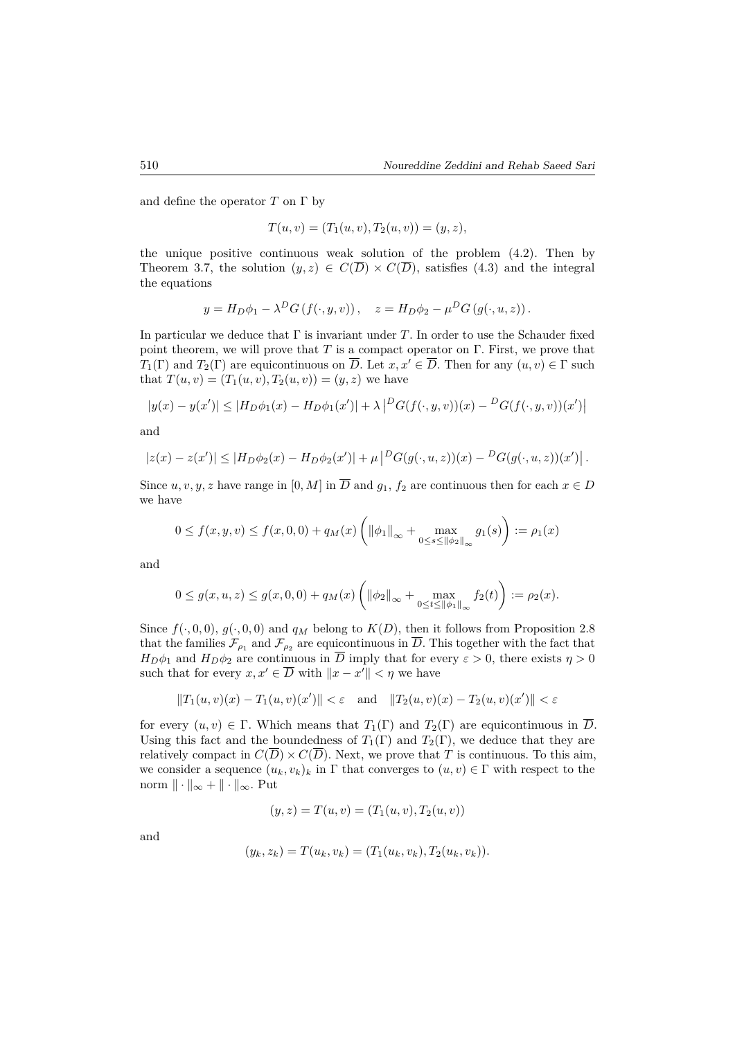and define the operator $T$ on $\Gamma$ by

$$T(u,v) = (T_1(u,v), T_2(u,v)) = (y,z),$$

the unique positive continuous weak solution of the problem (4.2). Then by Theorem 3.7, the solution $(y,z) \in C(\overline{D}) \times C(\overline{D})$, satisfies (4.3) and the integral the equations

$$y = H_D\phi_1 - \lambda^D G\left(f(\cdot, y, v)\right), \quad z = H_D\phi_2 - \mu^D G\left(g(\cdot, u, z)\right).$$

In particular we deduce that $\Gamma$ is invariant under $T$. In order to use the Schauder fixed point theorem, we will prove that $T$ is a compact operator on $\Gamma$. First, we prove that $T_1(\Gamma)$ and $T_2(\Gamma)$ are equicontinuous on $\overline{D}$. Let $x, x' \in \overline{D}$. Then for any $(u,v) \in \Gamma$ such that $T(u,v) = (T_1(u,v), T_2(u,v)) = (y,z)$ we have

$$|y(x) - y(x')| \leq |H_D\phi_1(x) - H_D\phi_1(x')| + \lambda \left|{}^D G(f(\cdot, y, v))(x) - {}^D G(f(\cdot, y, v))(x')\right|$$

and

$$|z(x) - z(x')| \leq |H_D\phi_2(x) - H_D\phi_2(x')| + \mu \left|{}^D G(g(\cdot, u, z))(x) - {}^D G(g(\cdot, u, z))(x')\right|.$$

Since $u, v, y, z$ have range in $[0, M]$ in $\overline{D}$ and $g_1$, $f_2$ are continuous then for each $x \in D$ we have

$$0 \leq f(x, y, v) \leq f(x, 0, 0) + q_M(x) \left( \|\phi_1\|_\infty + \max_{0 \leq s \leq \|\phi_2\|_\infty} g_1(s) \right) := \rho_1(x)$$

and

$$0 \leq g(x, u, z) \leq g(x, 0, 0) + q_M(x) \left( \|\phi_2\|_\infty + \max_{0 \leq t \leq \|\phi_1\|_\infty} f_2(t) \right) := \rho_2(x).$$

Since $f(\cdot, 0, 0)$, $g(\cdot, 0, 0)$ and $q_M$ belong to $K(D)$, then it follows from Proposition 2.8 that the families $\mathcal{F}_{\rho_1}$ and $\mathcal{F}_{\rho_2}$ are equicontinuous in $\overline{D}$. This together with the fact that $H_D\phi_1$ and $H_D\phi_2$ are continuous in $\overline{D}$ imply that for every $\varepsilon > 0$, there exists $\eta > 0$ such that for every $x, x' \in \overline{D}$ with $\|x - x'\| < \eta$ we have

$$\|T_1(u,v)(x) - T_1(u,v)(x')\| < \varepsilon \quad \text{and} \quad \|T_2(u,v)(x) - T_2(u,v)(x')\| < \varepsilon$$

for every $(u,v) \in \Gamma$. Which means that $T_1(\Gamma)$ and $T_2(\Gamma)$ are equicontinuous in $\overline{D}$. Using this fact and the boundedness of $T_1(\Gamma)$ and $T_2(\Gamma)$, we deduce that they are relatively compact in $C(\overline{D}) \times C(\overline{D})$. Next, we prove that $T$ is continuous. To this aim, we consider a sequence $(u_k, v_k)_k$ in $\Gamma$ that converges to $(u,v) \in \Gamma$ with respect to the norm $\|\cdot\|_\infty + \|\cdot\|_\infty$. Put

$$(y,z) = T(u,v) = (T_1(u,v), T_2(u,v))$$

and

$$(y_k, z_k) = T(u_k, v_k) = (T_1(u_k, v_k), T_2(u_k, v_k)).$$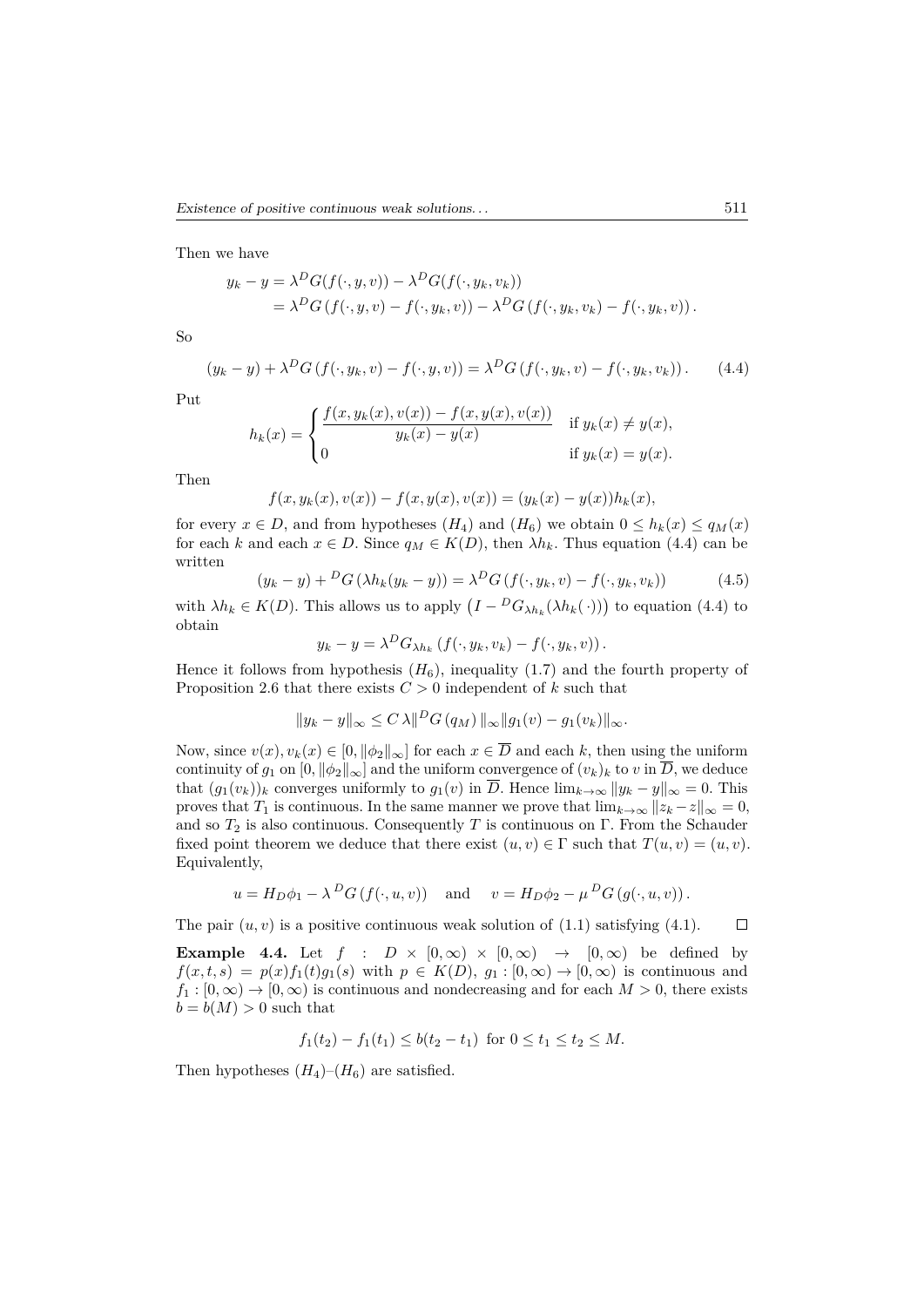Then we have

$$
\begin{aligned}
y_k - y &= \lambda^D G(f(\cdot, y, v)) - \lambda^D G(f(\cdot, y_k, v_k)) \\
&= \lambda^D G\left(f(\cdot, y, v) - f(\cdot, y_k, v)\right) - \lambda^D G\left(f(\cdot, y_k, v_k) - f(\cdot, y_k, v)\right).
\end{aligned}
$$

So

$$
(y_k - y) + \lambda^D G\left(f(\cdot, y_k, v) - f(\cdot, y, v)\right) = \lambda^D G\left(f(\cdot, y_k, v) - f(\cdot, y_k, v_k)\right). \tag{4.4}
$$

Put

$$
h_k(x) = \begin{cases} \dfrac{f(x, y_k(x), v(x)) - f(x, y(x), v(x))}{y_k(x) - y(x)} & \text{if } y_k(x) \neq y(x), \\ 0 & \text{if } y_k(x) = y(x). \end{cases}
$$

Then

$$
f(x, y_k(x), v(x)) - f(x, y(x), v(x)) = (y_k(x) - y(x)) h_k(x),
$$

for every $x \in D$, and from hypotheses $(H_4)$ and $(H_6)$ we obtain $0 \leq h_k(x) \leq q_M(x)$ for each $k$ and each $x \in D$. Since $q_M \in K(D)$, then $\lambda h_k$. Thus equation (4.4) can be written

$$
(y_k - y) + {}^D G\left(\lambda h_k (y_k - y)\right) = \lambda^D G\left(f(\cdot, y_k, v) - f(\cdot, y_k, v_k)\right) \tag{4.5}
$$

with $\lambda h_k \in K(D)$. This allows us to apply $\left(I - {}^D G_{\lambda h_k}(\lambda h_k(\,\cdot\,))\right)$ to equation (4.4) to obtain

$$
y_k - y = \lambda^D G_{\lambda h_k}\left(f(\cdot, y_k, v_k) - f(\cdot, y_k, v)\right).
$$

Hence it follows from hypothesis $(H_6)$, inequality (1.7) and the fourth property of Proposition 2.6 that there exists $C > 0$ independent of $k$ such that

$$
\|y_k - y\|_\infty \leq C\,\lambda \|{}^D G\,(q_M)\,\|_\infty \|g_1(v) - g_1(v_k)\|_\infty.
$$

Now, since $v(x), v_k(x) \in [0, \|\phi_2\|_\infty]$ for each $x \in \overline{D}$ and each $k$, then using the uniform continuity of $g_1$ on $[0, \|\phi_2\|_\infty]$ and the uniform convergence of $(v_k)_k$ to $v$ in $\overline{D}$, we deduce that $(g_1(v_k))_k$ converges uniformly to $g_1(v)$ in $\overline{D}$. Hence $\lim_{k\to\infty} \|y_k - y\|_\infty = 0$. This proves that $T_1$ is continuous. In the same manner we prove that $\lim_{k\to\infty} \|z_k - z\|_\infty = 0$, and so $T_2$ is also continuous. Consequently $T$ is continuous on $\Gamma$. From the Schauder fixed point theorem we deduce that there exist $(u, v) \in \Gamma$ such that $T(u, v) = (u, v)$. Equivalently,

$$
u = H_D \phi_1 - \lambda\,{}^D G\left(f(\cdot, u, v)\right) \quad \text{and} \quad v = H_D \phi_2 - \mu\,{}^D G\left(g(\cdot, u, v)\right).
$$

The pair $(u, v)$ is a positive continuous weak solution of (1.1) satisfying (4.1). $\square$

**Example 4.4.** Let $f : D \times [0, \infty) \times [0, \infty) \to [0, \infty)$ be defined by $f(x, t, s) = p(x) f_1(t) g_1(s)$ with $p \in K(D)$, $g_1 : [0, \infty) \to [0, \infty)$ is continuous and $f_1 : [0, \infty) \to [0, \infty)$ is continuous and nondecreasing and for each $M > 0$, there exists $b = b(M) > 0$ such that

$$
f_1(t_2) - f_1(t_1) \leq b(t_2 - t_1) \;\text{ for } 0 \leq t_1 \leq t_2 \leq M.
$$

Then hypotheses $(H_4)$–$(H_6)$ are satisfied.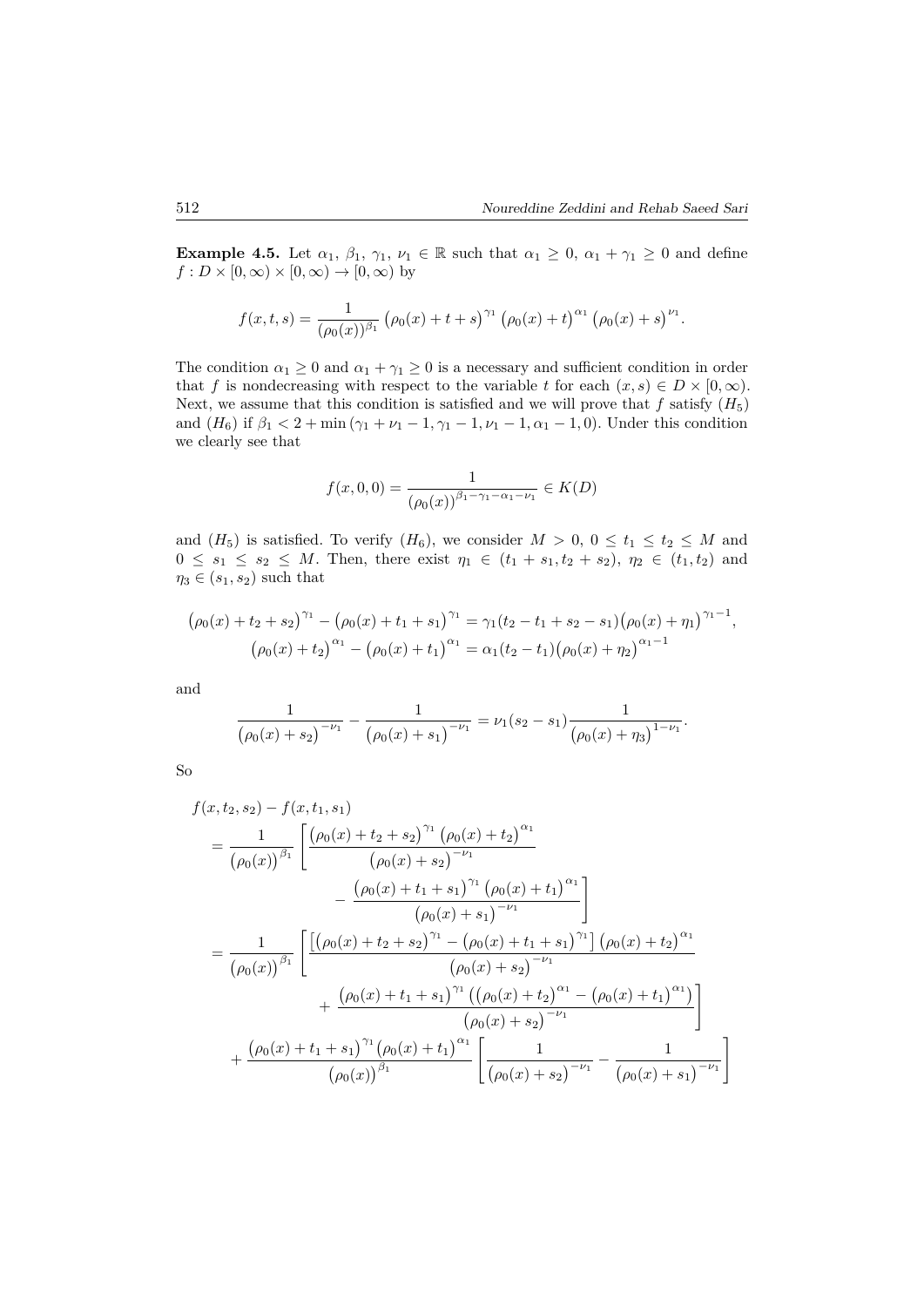**Example 4.5.** Let $\alpha_1$, $\beta_1$, $\gamma_1$, $\nu_1 \in \mathbb{R}$ such that $\alpha_1 \geq 0$, $\alpha_1 + \gamma_1 \geq 0$ and define $f : D \times [0, \infty) \times [0, \infty) \to [0, \infty)$ by

$$f(x,t,s) = \frac{1}{(\rho_0(x))^{\beta_1}} \left(\rho_0(x) + t + s\right)^{\gamma_1} \left(\rho_0(x) + t\right)^{\alpha_1} \left(\rho_0(x) + s\right)^{\nu_1}.$$

The condition $\alpha_1 \geq 0$ and $\alpha_1 + \gamma_1 \geq 0$ is a necessary and sufficient condition in order that $f$ is nondecreasing with respect to the variable $t$ for each $(x, s) \in D \times [0, \infty)$. Next, we assume that this condition is satisfied and we will prove that $f$ satisfy $(H_5)$ and $(H_6)$ if $\beta_1 < 2 + \min(\gamma_1 + \nu_1 - 1, \gamma_1 - 1, \nu_1 - 1, \alpha_1 - 1, 0)$. Under this condition we clearly see that

$$f(x, 0, 0) = \frac{1}{(\rho_0(x))^{\beta_1 - \gamma_1 - \alpha_1 - \nu_1}} \in K(D)$$

and $(H_5)$ is satisfied. To verify $(H_6)$, we consider $M > 0$, $0 \leq t_1 \leq t_2 \leq M$ and $0 \leq s_1 \leq s_2 \leq M$. Then, there exist $\eta_1 \in (t_1 + s_1, t_2 + s_2)$, $\eta_2 \in (t_1, t_2)$ and $\eta_3 \in (s_1, s_2)$ such that

$$\begin{gathered}
\big(\rho_0(x) + t_2 + s_2\big)^{\gamma_1} - \big(\rho_0(x) + t_1 + s_1\big)^{\gamma_1} = \gamma_1 (t_2 - t_1 + s_2 - s_1)\big(\rho_0(x) + \eta_1\big)^{\gamma_1 - 1}, \\
\big(\rho_0(x) + t_2\big)^{\alpha_1} - \big(\rho_0(x) + t_1\big)^{\alpha_1} = \alpha_1 (t_2 - t_1)\big(\rho_0(x) + \eta_2\big)^{\alpha_1 - 1}
\end{gathered}$$

and

$$\frac{1}{\big(\rho_0(x) + s_2\big)^{-\nu_1}} - \frac{1}{\big(\rho_0(x) + s_1\big)^{-\nu_1}} = \nu_1 (s_2 - s_1) \frac{1}{\big(\rho_0(x) + \eta_3\big)^{1 - \nu_1}}.$$

So

$$\begin{aligned}
&f(x, t_2, s_2) - f(x, t_1, s_1) \\
&= \frac{1}{\big(\rho_0(x)\big)^{\beta_1}} \left[ \frac{\big(\rho_0(x) + t_2 + s_2\big)^{\gamma_1} \big(\rho_0(x) + t_2\big)^{\alpha_1}}{\big(\rho_0(x) + s_2\big)^{-\nu_1}} \right. \\
&\qquad\qquad \left. - \frac{\big(\rho_0(x) + t_1 + s_1\big)^{\gamma_1} \big(\rho_0(x) + t_1\big)^{\alpha_1}}{\big(\rho_0(x) + s_1\big)^{-\nu_1}} \right] \\
&= \frac{1}{\big(\rho_0(x)\big)^{\beta_1}} \left[ \frac{\left[\big(\rho_0(x) + t_2 + s_2\big)^{\gamma_1} - \big(\rho_0(x) + t_1 + s_1\big)^{\gamma_1}\right] \big(\rho_0(x) + t_2\big)^{\alpha_1}}{\big(\rho_0(x) + s_2\big)^{-\nu_1}} \right. \\
&\qquad\qquad \left. + \frac{\big(\rho_0(x) + t_1 + s_1\big)^{\gamma_1} \left(\big(\rho_0(x) + t_2\big)^{\alpha_1} - \big(\rho_0(x) + t_1\big)^{\alpha_1}\right)}{\big(\rho_0(x) + s_2\big)^{-\nu_1}} \right] \\
&\quad + \frac{\big(\rho_0(x) + t_1 + s_1\big)^{\gamma_1} \big(\rho_0(x) + t_1\big)^{\alpha_1}}{\big(\rho_0(x)\big)^{\beta_1}} \left[ \frac{1}{\big(\rho_0(x) + s_2\big)^{-\nu_1}} - \frac{1}{\big(\rho_0(x) + s_1\big)^{-\nu_1}} \right]
\end{aligned}$$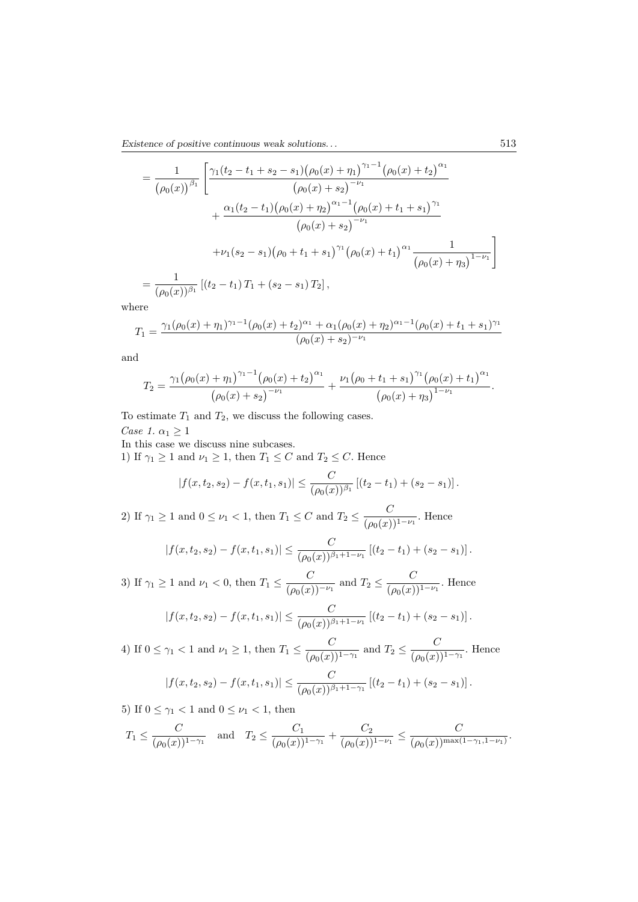$$
\begin{aligned}
&= \frac{1}{\big(\rho_0(x)\big)^{\beta_1}} \left[ \frac{\gamma_1(t_2-t_1+s_2-s_1)\big(\rho_0(x)+\eta_1\big)^{\gamma_1-1}\big(\rho_0(x)+t_2\big)^{\alpha_1}}{\big(\rho_0(x)+s_2\big)^{-\nu_1}} \right. \\
&\qquad + \frac{\alpha_1(t_2-t_1)\big(\rho_0(x)+\eta_2\big)^{\alpha_1-1}\big(\rho_0(x)+t_1+s_1\big)^{\gamma_1}}{\big(\rho_0(x)+s_2\big)^{-\nu_1}} \\
&\qquad \left. +\nu_1(s_2-s_1)\big(\rho_0+t_1+s_1\big)^{\gamma_1}\big(\rho_0(x)+t_1\big)^{\alpha_1}\frac{1}{\big(\rho_0(x)+\eta_3\big)^{1-\nu_1}} \right] \\
&= \frac{1}{(\rho_0(x))^{\beta_1}}\left[(t_2-t_1)\,T_1+(s_2-s_1)\,T_2\right],
\end{aligned}
$$

where

$$
T_1 = \frac{\gamma_1(\rho_0(x)+\eta_1)^{\gamma_1-1}(\rho_0(x)+t_2)^{\alpha_1}+\alpha_1(\rho_0(x)+\eta_2)^{\alpha_1-1}(\rho_0(x)+t_1+s_1)^{\gamma_1}}{(\rho_0(x)+s_2)^{-\nu_1}}
$$

and

$$
T_2 = \frac{\gamma_1\big(\rho_0(x)+\eta_1\big)^{\gamma_1-1}\big(\rho_0(x)+t_2\big)^{\alpha_1}}{\big(\rho_0(x)+s_2\big)^{-\nu_1}} + \frac{\nu_1\big(\rho_0+t_1+s_1\big)^{\gamma_1}\big(\rho_0(x)+t_1\big)^{\alpha_1}}{\big(\rho_0(x)+\eta_3\big)^{1-\nu_1}}.
$$

To estimate $T_1$ and $T_2$, we discuss the following cases.

*Case 1.* $\alpha_1 \geq 1$

In this case we discuss nine subcases.

1) If $\gamma_1 \geq 1$ and $\nu_1 \geq 1$, then $T_1 \leq C$ and $T_2 \leq C$. Hence

$$
|f(x,t_2,s_2)-f(x,t_1,s_1)| \leq \frac{C}{(\rho_0(x))^{\beta_1}}\left[(t_2-t_1)+(s_2-s_1)\right].
$$

2) If $\gamma_1 \geq 1$ and $0 \leq \nu_1 < 1$, then $T_1 \leq C$ and $T_2 \leq \dfrac{C}{(\rho_0(x))^{1-\nu_1}}$. Hence

$$
|f(x,t_2,s_2)-f(x,t_1,s_1)| \leq \frac{C}{(\rho_0(x))^{\beta_1+1-\nu_1}}\left[(t_2-t_1)+(s_2-s_1)\right].
$$

3) If $\gamma_1 \geq 1$ and $\nu_1 < 0$, then $T_1 \leq \dfrac{C}{(\rho_0(x))^{-\nu_1}}$ and $T_2 \leq \dfrac{C}{(\rho_0(x))^{1-\nu_1}}$. Hence

$$
|f(x,t_2,s_2)-f(x,t_1,s_1)| \leq \frac{C}{(\rho_0(x))^{\beta_1+1-\nu_1}}\left[(t_2-t_1)+(s_2-s_1)\right].
$$

4) If $0 \leq \gamma_1 < 1$ and $\nu_1 \geq 1$, then $T_1 \leq \dfrac{C}{(\rho_0(x))^{1-\gamma_1}}$ and $T_2 \leq \dfrac{C}{(\rho_0(x))^{1-\gamma_1}}$. Hence

$$
|f(x,t_2,s_2)-f(x,t_1,s_1)| \leq \frac{C}{(\rho_0(x))^{\beta_1+1-\gamma_1}}\left[(t_2-t_1)+(s_2-s_1)\right].
$$

5) If $0 \leq \gamma_1 < 1$ and $0 \leq \nu_1 < 1$, then

$$
T_1 \leq \frac{C}{(\rho_0(x))^{1-\gamma_1}} \quad \text{and} \quad T_2 \leq \frac{C_1}{(\rho_0(x))^{1-\gamma_1}} + \frac{C_2}{(\rho_0(x))^{1-\nu_1}} \leq \frac{C}{(\rho_0(x))^{\max(1-\gamma_1,1-\nu_1)}}.
$$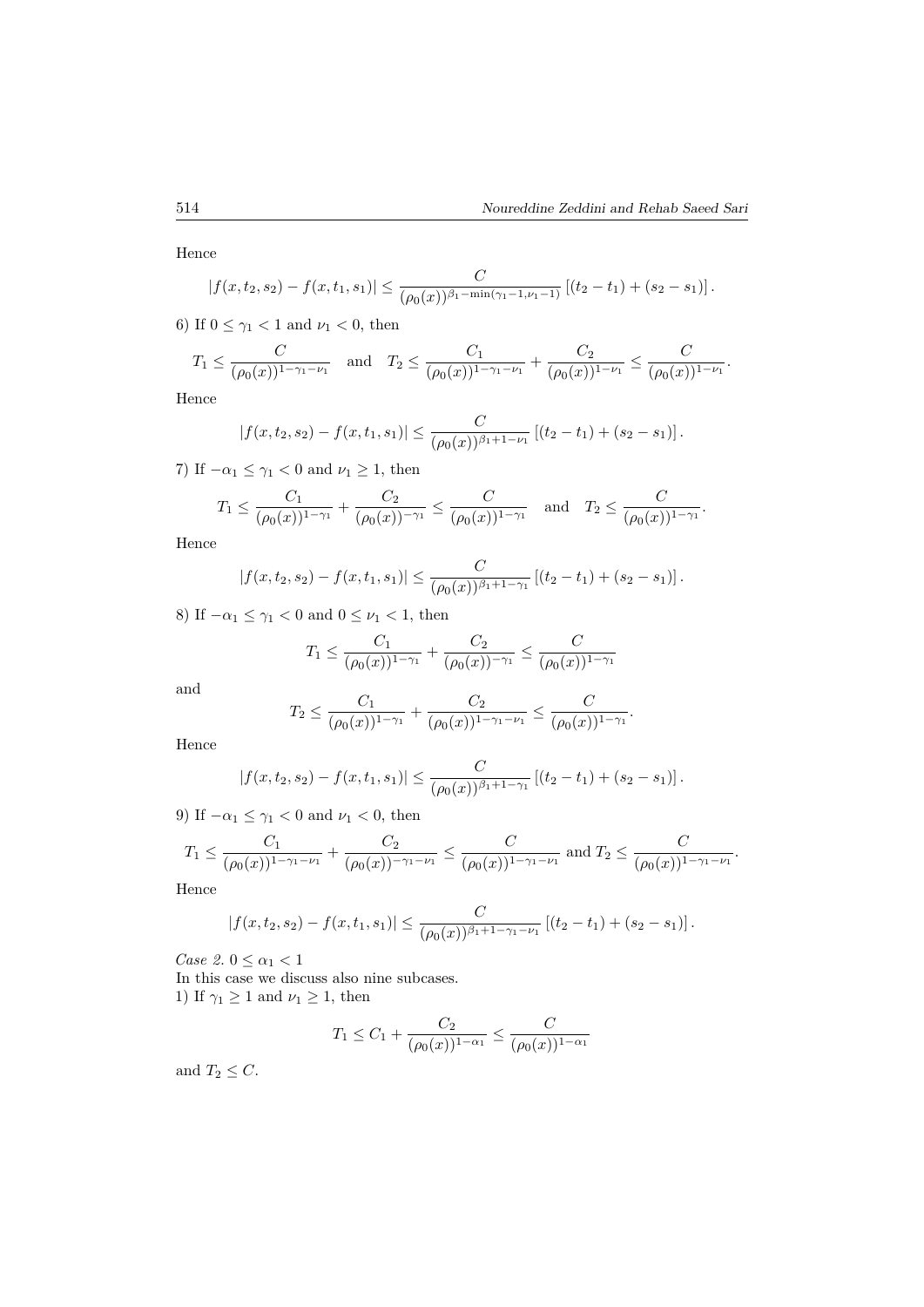Hence

$$|f(x,t_2,s_2) - f(x,t_1,s_1)| \le \frac{C}{(\rho_0(x))^{\beta_1 - \min(\gamma_1 - 1, \nu_1 - 1)}} \left[(t_2 - t_1) + (s_2 - s_1)\right].$$

6) If $0 \le \gamma_1 < 1$ and $\nu_1 < 0$, then

$$T_1 \le \frac{C}{(\rho_0(x))^{1-\gamma_1-\nu_1}} \quad \text{and} \quad T_2 \le \frac{C_1}{(\rho_0(x))^{1-\gamma_1-\nu_1}} + \frac{C_2}{(\rho_0(x))^{1-\nu_1}} \le \frac{C}{(\rho_0(x))^{1-\nu_1}}.$$

Hence

$$|f(x,t_2,s_2) - f(x,t_1,s_1)| \le \frac{C}{(\rho_0(x))^{\beta_1+1-\nu_1}} \left[(t_2 - t_1) + (s_2 - s_1)\right].$$

7) If $-\alpha_1 \le \gamma_1 < 0$ and $\nu_1 \ge 1$, then

$$T_1 \le \frac{C_1}{(\rho_0(x))^{1-\gamma_1}} + \frac{C_2}{(\rho_0(x))^{-\gamma_1}} \le \frac{C}{(\rho_0(x))^{1-\gamma_1}} \quad \text{and} \quad T_2 \le \frac{C}{(\rho_0(x))^{1-\gamma_1}}.$$

Hence

$$|f(x,t_2,s_2) - f(x,t_1,s_1)| \le \frac{C}{(\rho_0(x))^{\beta_1+1-\gamma_1}} \left[(t_2 - t_1) + (s_2 - s_1)\right].$$

8) If $-\alpha_1 \le \gamma_1 < 0$ and $0 \le \nu_1 < 1$, then

$$T_1 \le \frac{C_1}{(\rho_0(x))^{1-\gamma_1}} + \frac{C_2}{(\rho_0(x))^{-\gamma_1}} \le \frac{C}{(\rho_0(x))^{1-\gamma_1}}$$

and

$$T_2 \le \frac{C_1}{(\rho_0(x))^{1-\gamma_1}} + \frac{C_2}{(\rho_0(x))^{1-\gamma_1-\nu_1}} \le \frac{C}{(\rho_0(x))^{1-\gamma_1}}.$$

Hence

$$|f(x,t_2,s_2) - f(x,t_1,s_1)| \le \frac{C}{(\rho_0(x))^{\beta_1+1-\gamma_1}} \left[(t_2 - t_1) + (s_2 - s_1)\right].$$

9) If $-\alpha_1 \le \gamma_1 < 0$ and $\nu_1 < 0$, then

$$T_1 \le \frac{C_1}{(\rho_0(x))^{1-\gamma_1-\nu_1}} + \frac{C_2}{(\rho_0(x))^{-\gamma_1-\nu_1}} \le \frac{C}{(\rho_0(x))^{1-\gamma_1-\nu_1}} \text{ and } T_2 \le \frac{C}{(\rho_0(x))^{1-\gamma_1-\nu_1}}.$$

Hence

$$|f(x,t_2,s_2) - f(x,t_1,s_1)| \le \frac{C}{(\rho_0(x))^{\beta_1+1-\gamma_1-\nu_1}} \left[(t_2 - t_1) + (s_2 - s_1)\right].$$

*Case 2.* $0 \le \alpha_1 < 1$

In this case we discuss also nine subcases.

1) If $\gamma_1 \ge 1$ and $\nu_1 \ge 1$, then

$$T_1 \le C_1 + \frac{C_2}{(\rho_0(x))^{1-\alpha_1}} \le \frac{C}{(\rho_0(x))^{1-\alpha_1}}$$

and $T_2 \le C$.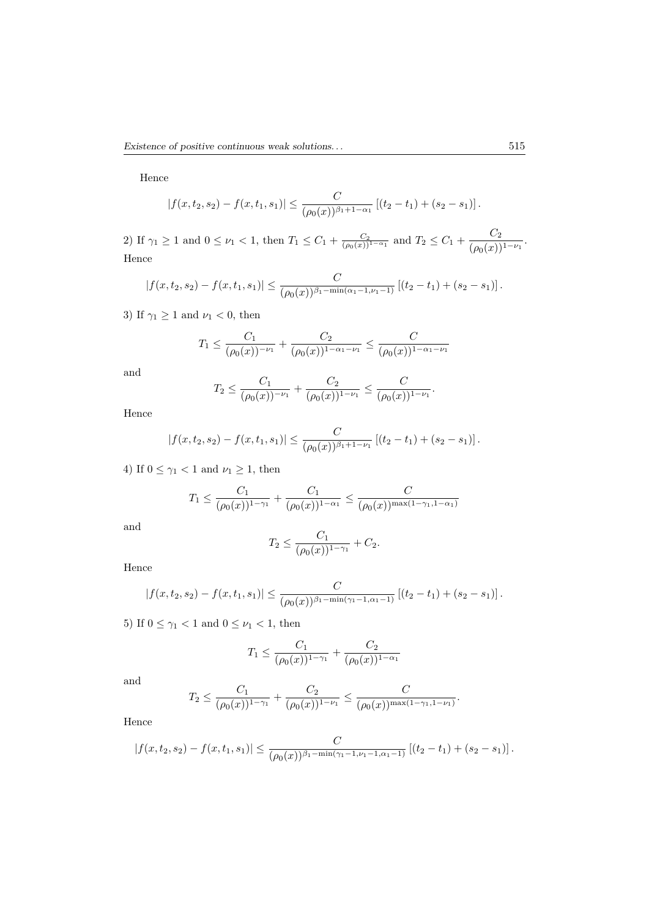Hence

$$|f(x,t_2,s_2) - f(x,t_1,s_1)| \leq \frac{C}{(\rho_0(x))^{\beta_1+1-\alpha_1}} \left[(t_2-t_1) + (s_2-s_1)\right].$$

2) If $\gamma_1 \geq 1$ and $0 \leq \nu_1 < 1$, then $T_1 \leq C_1 + \frac{C_2}{(\rho_0(x))^{1-\alpha_1}}$ and $T_2 \leq C_1 + \dfrac{C_2}{(\rho_0(x))^{1-\nu_1}}$. Hence

$$|f(x,t_2,s_2) - f(x,t_1,s_1)| \leq \frac{C}{(\rho_0(x))^{\beta_1-\min(\alpha_1-1,\nu_1-1)}} \left[(t_2-t_1) + (s_2-s_1)\right].$$

3) If $\gamma_1 \geq 1$ and $\nu_1 < 0$, then

$$T_1 \leq \frac{C_1}{(\rho_0(x))^{-\nu_1}} + \frac{C_2}{(\rho_0(x))^{1-\alpha_1-\nu_1}} \leq \frac{C}{(\rho_0(x))^{1-\alpha_1-\nu_1}}$$

and

$$T_2 \leq \frac{C_1}{(\rho_0(x))^{-\nu_1}} + \frac{C_2}{(\rho_0(x))^{1-\nu_1}} \leq \frac{C}{(\rho_0(x))^{1-\nu_1}}.$$

Hence

$$|f(x,t_2,s_2) - f(x,t_1,s_1)| \leq \frac{C}{(\rho_0(x))^{\beta_1+1-\nu_1}} \left[(t_2-t_1) + (s_2-s_1)\right].$$

4) If $0 \leq \gamma_1 < 1$ and $\nu_1 \geq 1$, then

$$T_1 \leq \frac{C_1}{(\rho_0(x))^{1-\gamma_1}} + \frac{C_1}{(\rho_0(x))^{1-\alpha_1}} \leq \frac{C}{(\rho_0(x))^{\max(1-\gamma_1,1-\alpha_1)}}$$

and

$$T_2 \leq \frac{C_1}{(\rho_0(x))^{1-\gamma_1}} + C_2.$$

Hence

$$|f(x,t_2,s_2) - f(x,t_1,s_1)| \leq \frac{C}{(\rho_0(x))^{\beta_1-\min(\gamma_1-1,\alpha_1-1)}} \left[(t_2-t_1) + (s_2-s_1)\right].$$

5) If $0 \leq \gamma_1 < 1$ and $0 \leq \nu_1 < 1$, then

$$T_1 \leq \frac{C_1}{(\rho_0(x))^{1-\gamma_1}} + \frac{C_2}{(\rho_0(x))^{1-\alpha_1}}$$

and

$$T_2 \leq \frac{C_1}{(\rho_0(x))^{1-\gamma_1}} + \frac{C_2}{(\rho_0(x))^{1-\nu_1}} \leq \frac{C}{(\rho_0(x))^{\max(1-\gamma_1,1-\nu_1)}}.$$

Hence

$$|f(x,t_2,s_2) - f(x,t_1,s_1)| \leq \frac{C}{(\rho_0(x))^{\beta_1-\min(\gamma_1-1,\nu_1-1,\alpha_1-1)}} \left[(t_2-t_1) + (s_2-s_1)\right].$$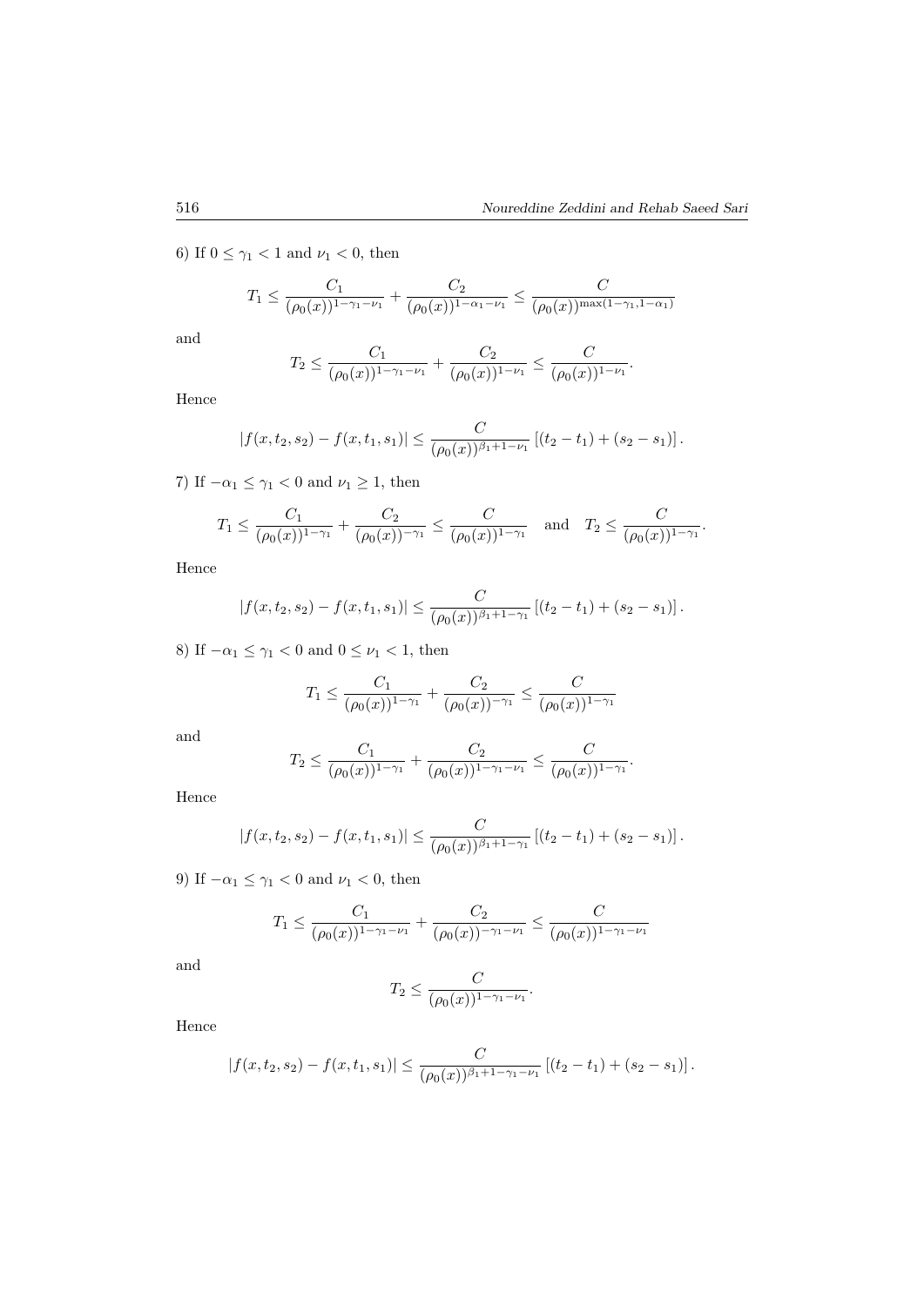6) If $0 \leq \gamma_1 < 1$ and $\nu_1 < 0$, then

$$T_1 \leq \frac{C_1}{(\rho_0(x))^{1-\gamma_1-\nu_1}} + \frac{C_2}{(\rho_0(x))^{1-\alpha_1-\nu_1}} \leq \frac{C}{(\rho_0(x))^{\max(1-\gamma_1, 1-\alpha_1)}}$$

and

$$T_2 \leq \frac{C_1}{(\rho_0(x))^{1-\gamma_1-\nu_1}} + \frac{C_2}{(\rho_0(x))^{1-\nu_1}} \leq \frac{C}{(\rho_0(x))^{1-\nu_1}}.$$

Hence

$$|f(x,t_2,s_2) - f(x,t_1,s_1)| \leq \frac{C}{(\rho_0(x))^{\beta_1+1-\nu_1}} \left[(t_2-t_1) + (s_2-s_1)\right].$$

7) If $-\alpha_1 \leq \gamma_1 < 0$ and $\nu_1 \geq 1$, then

$$T_1 \leq \frac{C_1}{(\rho_0(x))^{1-\gamma_1}} + \frac{C_2}{(\rho_0(x))^{-\gamma_1}} \leq \frac{C}{(\rho_0(x))^{1-\gamma_1}} \quad \text{and} \quad T_2 \leq \frac{C}{(\rho_0(x))^{1-\gamma_1}}.$$

Hence

$$|f(x,t_2,s_2) - f(x,t_1,s_1)| \leq \frac{C}{(\rho_0(x))^{\beta_1+1-\gamma_1}} \left[(t_2-t_1) + (s_2-s_1)\right].$$

8) If $-\alpha_1 \leq \gamma_1 < 0$ and $0 \leq \nu_1 < 1$, then

$$T_1 \leq \frac{C_1}{(\rho_0(x))^{1-\gamma_1}} + \frac{C_2}{(\rho_0(x))^{-\gamma_1}} \leq \frac{C}{(\rho_0(x))^{1-\gamma_1}}$$

and

$$T_2 \leq \frac{C_1}{(\rho_0(x))^{1-\gamma_1}} + \frac{C_2}{(\rho_0(x))^{1-\gamma_1-\nu_1}} \leq \frac{C}{(\rho_0(x))^{1-\gamma_1}}.$$

Hence

$$|f(x,t_2,s_2) - f(x,t_1,s_1)| \leq \frac{C}{(\rho_0(x))^{\beta_1+1-\gamma_1}} \left[(t_2-t_1) + (s_2-s_1)\right].$$

9) If $-\alpha_1 \leq \gamma_1 < 0$ and $\nu_1 < 0$, then

$$T_1 \leq \frac{C_1}{(\rho_0(x))^{1-\gamma_1-\nu_1}} + \frac{C_2}{(\rho_0(x))^{-\gamma_1-\nu_1}} \leq \frac{C}{(\rho_0(x))^{1-\gamma_1-\nu_1}}$$

and

$$T_2 \leq \frac{C}{(\rho_0(x))^{1-\gamma_1-\nu_1}}.$$

Hence

$$|f(x,t_2,s_2) - f(x,t_1,s_1)| \leq \frac{C}{(\rho_0(x))^{\beta_1+1-\gamma_1-\nu_1}} \left[(t_2-t_1) + (s_2-s_1)\right].$$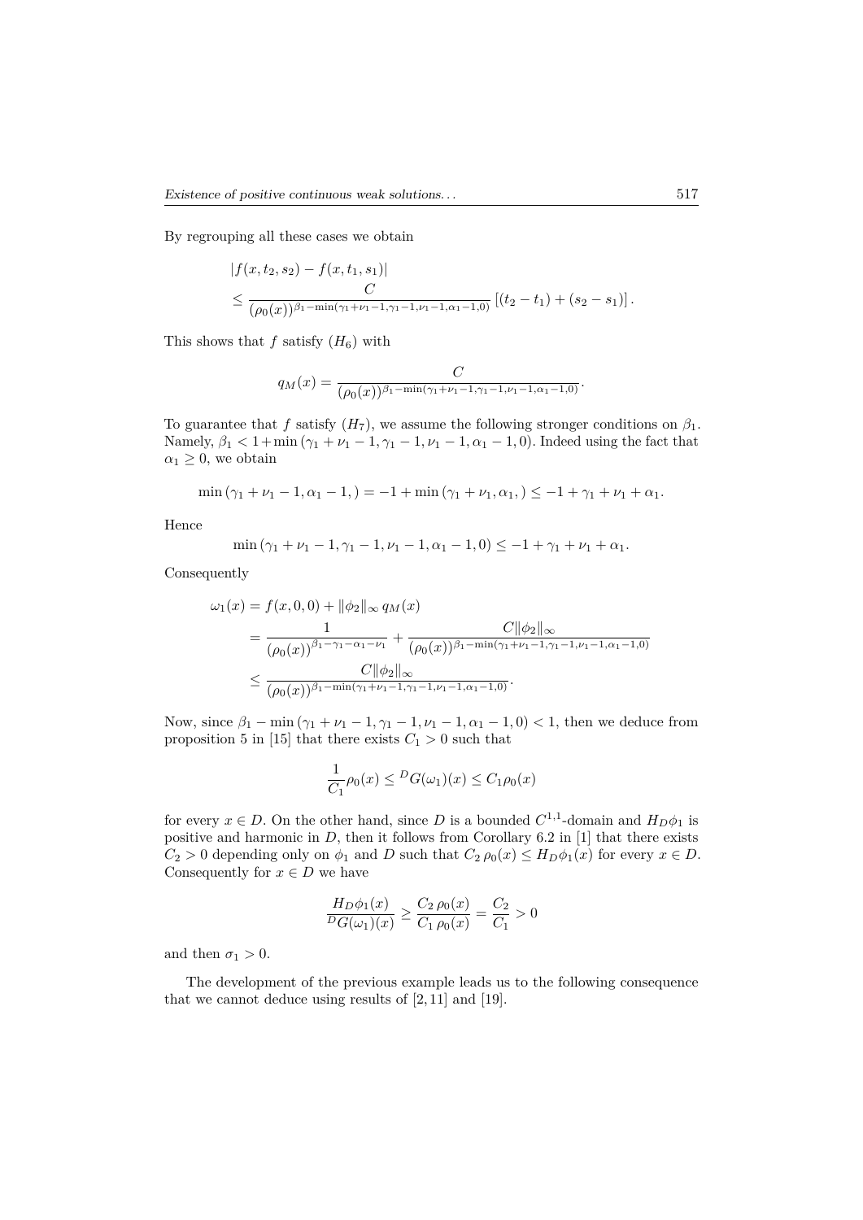By regrouping all these cases we obtain

$$
\begin{aligned}
&|f(x,t_2,s_2) - f(x,t_1,s_1)| \\
&\leq \frac{C}{(\rho_0(x))^{\beta_1 - \min(\gamma_1+\nu_1-1,\gamma_1-1,\nu_1-1,\alpha_1-1,0)}} \left[(t_2-t_1)+(s_2-s_1)\right].
\end{aligned}
$$

This shows that $f$ satisfy $(H_6)$ with

$$
q_M(x) = \frac{C}{(\rho_0(x))^{\beta_1 - \min(\gamma_1+\nu_1-1,\gamma_1-1,\nu_1-1,\alpha_1-1,0)}}.
$$

To guarantee that $f$ satisfy $(H_7)$, we assume the following stronger conditions on $\beta_1$. Namely, $\beta_1 < 1+\min(\gamma_1+\nu_1-1, \gamma_1-1, \nu_1-1, \alpha_1-1, 0)$. Indeed using the fact that $\alpha_1 \geq 0$, we obtain

$$
\min(\gamma_1+\nu_1-1, \alpha_1-1,) = -1 + \min(\gamma_1+\nu_1, \alpha_1,) \leq -1 + \gamma_1 + \nu_1 + \alpha_1.
$$

Hence

$$
\min(\gamma_1+\nu_1-1, \gamma_1-1, \nu_1-1, \alpha_1-1, 0) \leq -1 + \gamma_1 + \nu_1 + \alpha_1.
$$

Consequently

$$
\begin{aligned}
\omega_1(x) &= f(x,0,0) + \|\phi_2\|_\infty \, q_M(x) \\
&= \frac{1}{(\rho_0(x))^{\beta_1-\gamma_1-\alpha_1-\nu_1}} + \frac{C\|\phi_2\|_\infty}{(\rho_0(x))^{\beta_1 - \min(\gamma_1+\nu_1-1,\gamma_1-1,\nu_1-1,\alpha_1-1,0)}} \\
&\leq \frac{C\|\phi_2\|_\infty}{(\rho_0(x))^{\beta_1 - \min(\gamma_1+\nu_1-1,\gamma_1-1,\nu_1-1,\alpha_1-1,0)}}.
\end{aligned}
$$

Now, since $\beta_1 - \min(\gamma_1+\nu_1-1, \gamma_1-1, \nu_1-1, \alpha_1-1, 0) < 1$, then we deduce from proposition 5 in [15] that there exists $C_1 > 0$ such that

$$
\frac{1}{C_1}\rho_0(x) \leq {}^D G(\omega_1)(x) \leq C_1 \rho_0(x)
$$

for every $x \in D$. On the other hand, since $D$ is a bounded $C^{1,1}$-domain and $H_D\phi_1$ is positive and harmonic in $D$, then it follows from Corollary 6.2 in [1] that there exists $C_2 > 0$ depending only on $\phi_1$ and $D$ such that $C_2\,\rho_0(x) \leq H_D\phi_1(x)$ for every $x \in D$. Consequently for $x \in D$ we have

$$
\frac{H_D\phi_1(x)}{{}^D G(\omega_1)(x)} \geq \frac{C_2\,\rho_0(x)}{C_1\,\rho_0(x)} = \frac{C_2}{C_1} > 0
$$

and then $\sigma_1 > 0$.

The development of the previous example leads us to the following consequence that we cannot deduce using results of [2, 11] and [19].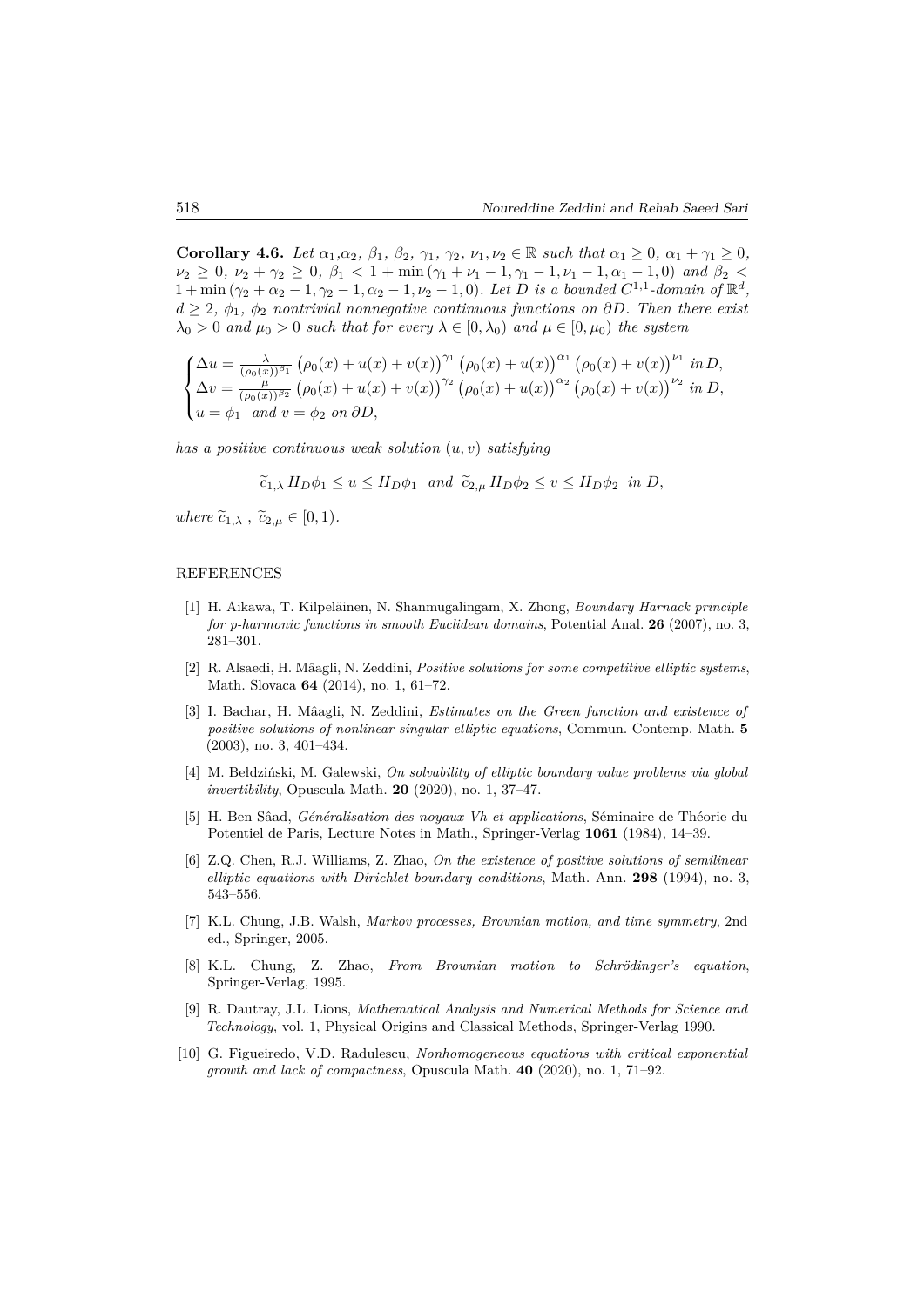**Corollary 4.6.** *Let $\alpha_1,\alpha_2$, $\beta_1$, $\beta_2$, $\gamma_1$, $\gamma_2$, $\nu_1,\nu_2 \in \mathbb{R}$ such that $\alpha_1 \geq 0$, $\alpha_1 + \gamma_1 \geq 0$, $\nu_2 \geq 0$, $\nu_2 + \gamma_2 \geq 0$, $\beta_1 < 1 + \min(\gamma_1 + \nu_1 - 1, \gamma_1 - 1, \nu_1 - 1, \alpha_1 - 1, 0)$ and $\beta_2 < 1 + \min(\gamma_2 + \alpha_2 - 1, \gamma_2 - 1, \alpha_2 - 1, \nu_2 - 1, 0)$. Let $D$ be a bounded $C^{1,1}$-domain of $\mathbb{R}^d$, $d \geq 2$, $\phi_1$, $\phi_2$ nontrivial nonnegative continuous functions on $\partial D$. Then there exist $\lambda_0 > 0$ and $\mu_0 > 0$ such that for every $\lambda \in [0, \lambda_0)$ and $\mu \in [0, \mu_0)$ the system*

$$\begin{cases} \Delta u = \frac{\lambda}{(\rho_0(x))^{\beta_1}} \left(\rho_0(x) + u(x) + v(x)\right)^{\gamma_1} \left(\rho_0(x) + u(x)\right)^{\alpha_1} \left(\rho_0(x) + v(x)\right)^{\nu_1} \text{ in } D, \\ \Delta v = \frac{\mu}{(\rho_0(x))^{\beta_2}} \left(\rho_0(x) + u(x) + v(x)\right)^{\gamma_2} \left(\rho_0(x) + u(x)\right)^{\alpha_2} \left(\rho_0(x) + v(x)\right)^{\nu_2} \text{ in } D, \\ u = \phi_1 \text{ and } v = \phi_2 \text{ on } \partial D, \end{cases}$$

*has a positive continuous weak solution $(u, v)$ satisfying*

$$\widetilde{c}_{1,\lambda}\, H_D\phi_1 \leq u \leq H_D\phi_1 \quad \text{and} \quad \widetilde{c}_{2,\mu}\, H_D\phi_2 \leq v \leq H_D\phi_2 \quad \text{in } D,$$

*where $\widetilde{c}_{1,\lambda}$, $\widetilde{c}_{2,\mu} \in [0, 1)$.*

## REFERENCES

[1] H. Aikawa, T. Kilpeläinen, N. Shanmugalingam, X. Zhong, *Boundary Harnack principle for p-harmonic functions in smooth Euclidean domains*, Potential Anal. **26** (2007), no. 3, 281–301.

[2] R. Alsaedi, H. Mâagli, N. Zeddini, *Positive solutions for some competitive elliptic systems*, Math. Slovaca **64** (2014), no. 1, 61–72.

[3] I. Bachar, H. Mâagli, N. Zeddini, *Estimates on the Green function and existence of positive solutions of nonlinear singular elliptic equations*, Commun. Contemp. Math. **5** (2003), no. 3, 401–434.

[4] M. Bełdziński, M. Galewski, *On solvability of elliptic boundary value problems via global invertibility*, Opuscula Math. **20** (2020), no. 1, 37–47.

[5] H. Ben Sâad, *Généralisation des noyaux Vh et applications*, Séminaire de Théorie du Potentiel de Paris, Lecture Notes in Math., Springer-Verlag **1061** (1984), 14–39.

[6] Z.Q. Chen, R.J. Williams, Z. Zhao, *On the existence of positive solutions of semilinear elliptic equations with Dirichlet boundary conditions*, Math. Ann. **298** (1994), no. 3, 543–556.

[7] K.L. Chung, J.B. Walsh, *Markov processes, Brownian motion, and time symmetry*, 2nd ed., Springer, 2005.

[8] K.L. Chung, Z. Zhao, *From Brownian motion to Schrödinger's equation*, Springer-Verlag, 1995.

[9] R. Dautray, J.L. Lions, *Mathematical Analysis and Numerical Methods for Science and Technology*, vol. 1, Physical Origins and Classical Methods, Springer-Verlag 1990.

[10] G. Figueiredo, V.D. Radulescu, *Nonhomogeneous equations with critical exponential growth and lack of compactness*, Opuscula Math. **40** (2020), no. 1, 71–92.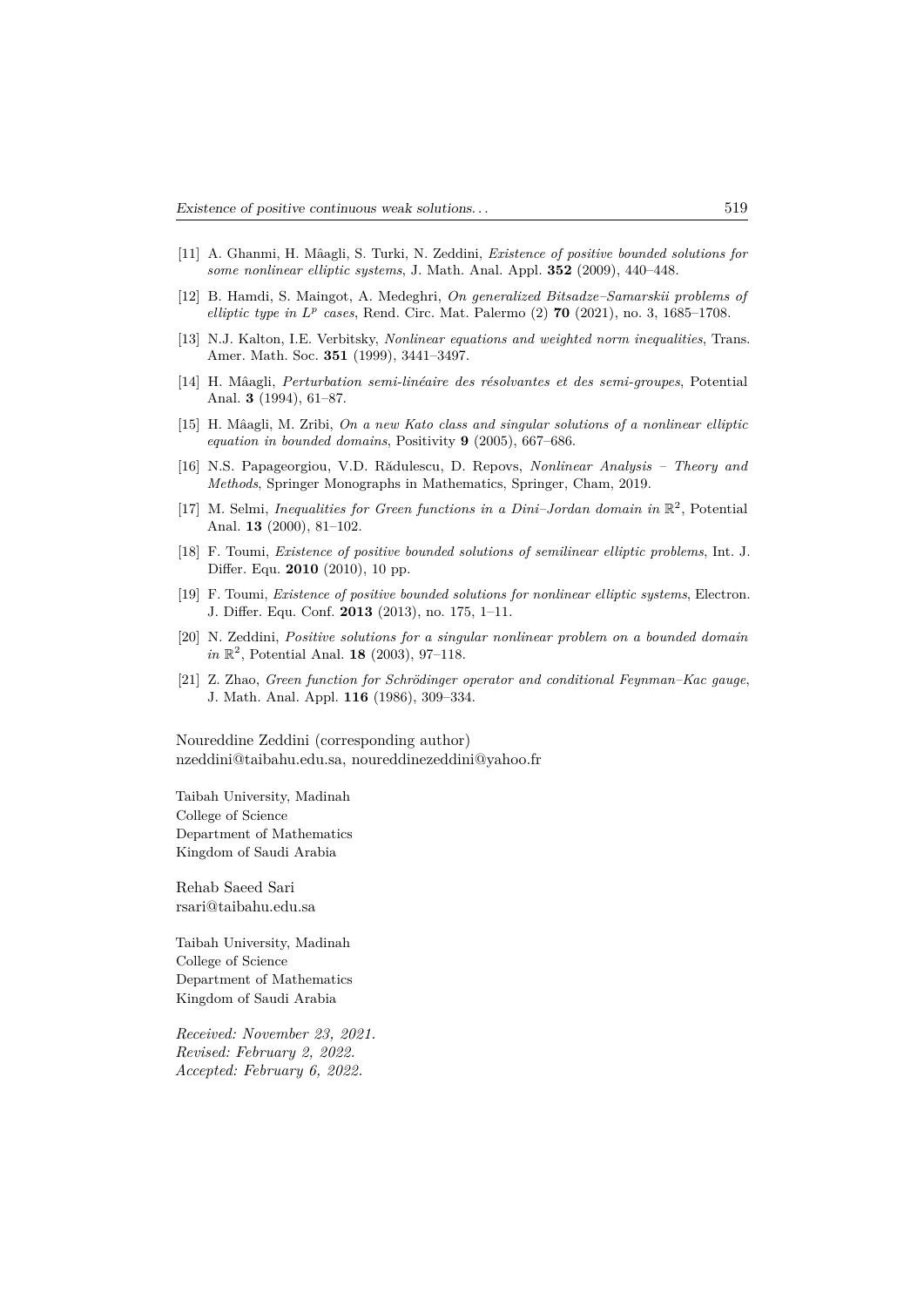[11] A. Ghanmi, H. Mâagli, S. Turki, N. Zeddini, *Existence of positive bounded solutions for some nonlinear elliptic systems*, J. Math. Anal. Appl. **352** (2009), 440–448.

[12] B. Hamdi, S. Maingot, A. Medeghri, *On generalized Bitsadze–Samarskii problems of elliptic type in $L^p$ cases*, Rend. Circ. Mat. Palermo (2) **70** (2021), no. 3, 1685–1708.

[13] N.J. Kalton, I.E. Verbitsky, *Nonlinear equations and weighted norm inequalities*, Trans. Amer. Math. Soc. **351** (1999), 3441–3497.

[14] H. Mâagli, *Perturbation semi-linéaire des résolvantes et des semi-groupes*, Potential Anal. **3** (1994), 61–87.

[15] H. Mâagli, M. Zribi, *On a new Kato class and singular solutions of a nonlinear elliptic equation in bounded domains*, Positivity **9** (2005), 667–686.

[16] N.S. Papageorgiou, V.D. Rădulescu, D. Repovs, *Nonlinear Analysis – Theory and Methods*, Springer Monographs in Mathematics, Springer, Cham, 2019.

[17] M. Selmi, *Inequalities for Green functions in a Dini–Jordan domain in $\mathbb{R}^2$*, Potential Anal. **13** (2000), 81–102.

[18] F. Toumi, *Existence of positive bounded solutions of semilinear elliptic problems*, Int. J. Differ. Equ. **2010** (2010), 10 pp.

[19] F. Toumi, *Existence of positive bounded solutions for nonlinear elliptic systems*, Electron. J. Differ. Equ. Conf. **2013** (2013), no. 175, 1–11.

[20] N. Zeddini, *Positive solutions for a singular nonlinear problem on a bounded domain in $\mathbb{R}^2$*, Potential Anal. **18** (2003), 97–118.

[21] Z. Zhao, *Green function for Schrödinger operator and conditional Feynman–Kac gauge*, J. Math. Anal. Appl. **116** (1986), 309–334.

Noureddine Zeddini (corresponding author)
nzeddini@taibahu.edu.sa, noureddinezeddini@yahoo.fr

Taibah University, Madinah
College of Science
Department of Mathematics
Kingdom of Saudi Arabia

Rehab Saeed Sari
rsari@taibahu.edu.sa

Taibah University, Madinah
College of Science
Department of Mathematics
Kingdom of Saudi Arabia

*Received: November 23, 2021.*
*Revised: February 2, 2022.*
*Accepted: February 6, 2022.*